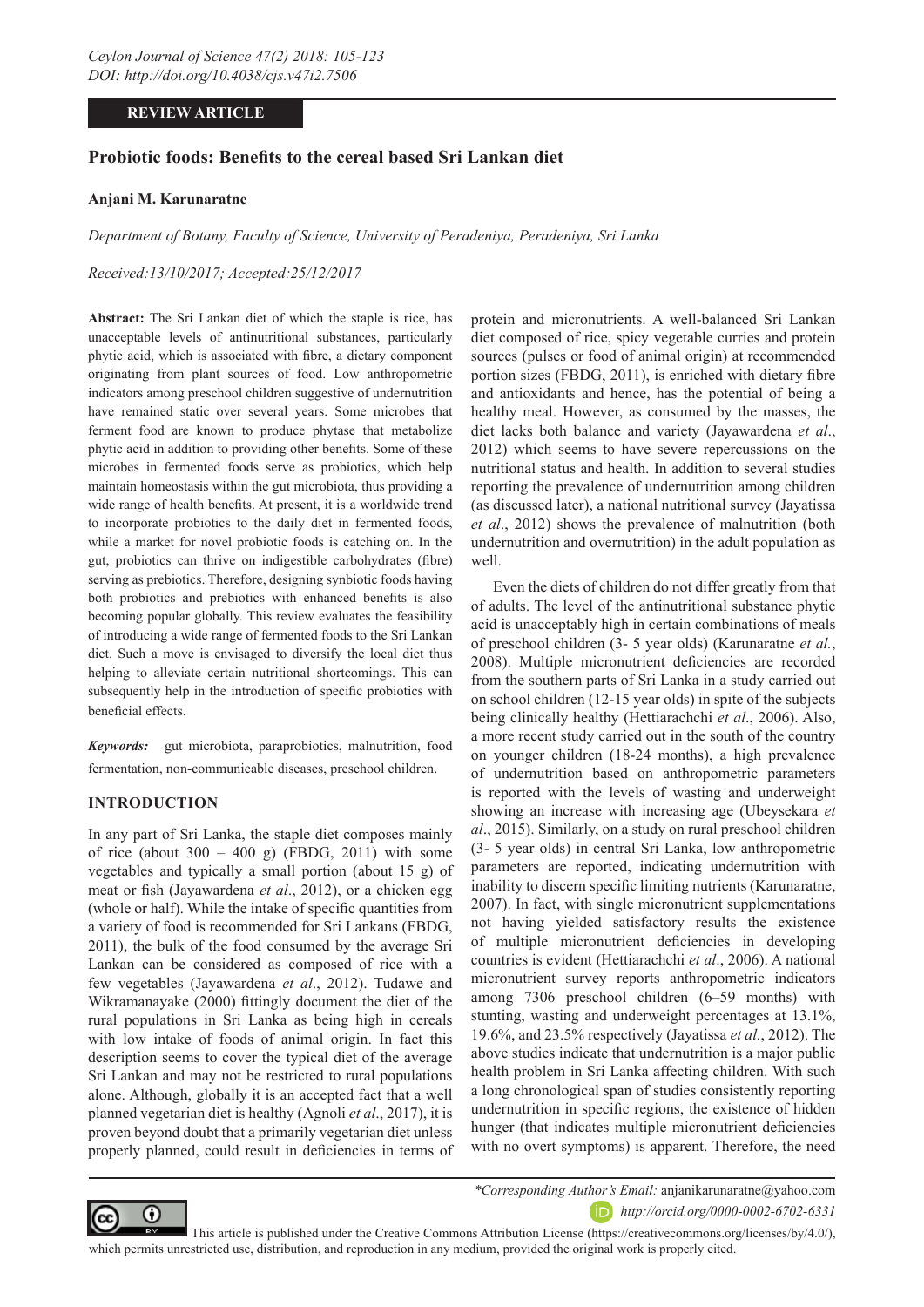**REVIEW ARTICLE**

# Probiotic foods: Benefits to the cereal based Sri Lankan diet

**Anjani M. Karunaratne**

*Department of Botany, Faculty of Science, University of Peradeniya, Peradeniya, Sri Lanka*

*Received:13/10/2017; Accepted:25/12/2017*

**Abstract:** The Sri Lankan diet of which the staple is rice, has unacceptable levels of antinutritional substances, particularly phytic acid, which is associated with fibre, a dietary component originating from plant sources of food. Low anthropometric indicators among preschool children suggestive of undernutrition have remained static over several years. Some microbes that ferment food are known to produce phytase that metabolize phytic acid in addition to providing other benefits. Some of these microbes in fermented foods serve as probiotics, which help maintain homeostasis within the gut microbiota, thus providing a wide range of health benefits. At present, it is a worldwide trend to incorporate probiotics to the daily diet in fermented foods, while a market for novel probiotic foods is catching on. In the gut, probiotics can thrive on indigestible carbohydrates (fibre) serving as prebiotics. Therefore, designing synbiotic foods having both probiotics and prebiotics with enhanced benefits is also becoming popular globally. This review evaluates the feasibility of introducing a wide range of fermented foods to the Sri Lankan diet. Such a move is envisaged to diversify the local diet thus helping to alleviate certain nutritional shortcomings. This can subsequently help in the introduction of specific probiotics with beneficial effects.

***Keywords:*** gut microbiota, paraprobiotics, malnutrition, food fermentation, non-communicable diseases, preschool children.

## INTRODUCTION

In any part of Sri Lanka, the staple diet composes mainly of rice (about 300 – 400 g) (FBDG, 2011) with some vegetables and typically a small portion (about 15 g) of meat or fish (Jayawardena *et al*., 2012), or a chicken egg (whole or half). While the intake of specific quantities from a variety of food is recommended for Sri Lankans (FBDG, 2011), the bulk of the food consumed by the average Sri Lankan can be considered as composed of rice with a few vegetables (Jayawardena *et al*., 2012). Tudawe and Wikramanayake (2000) fittingly document the diet of the rural populations in Sri Lanka as being high in cereals with low intake of foods of animal origin. In fact this description seems to cover the typical diet of the average Sri Lankan and may not be restricted to rural populations alone. Although, globally it is an accepted fact that a well planned vegetarian diet is healthy (Agnoli *et al*., 2017), it is proven beyond doubt that a primarily vegetarian diet unless properly planned, could result in deficiencies in terms of protein and micronutrients. A well-balanced Sri Lankan diet composed of rice, spicy vegetable curries and protein sources (pulses or food of animal origin) at recommended portion sizes (FBDG, 2011), is enriched with dietary fibre and antioxidants and hence, has the potential of being a healthy meal. However, as consumed by the masses, the diet lacks both balance and variety (Jayawardena *et al*., 2012) which seems to have severe repercussions on the nutritional status and health. In addition to several studies reporting the prevalence of undernutrition among children (as discussed later), a national nutritional survey (Jayatissa *et al*., 2012) shows the prevalence of malnutrition (both undernutrition and overnutrition) in the adult population as well.

Even the diets of children do not differ greatly from that of adults. The level of the antinutritional substance phytic acid is unacceptably high in certain combinations of meals of preschool children (3- 5 year olds) (Karunaratne *et al.*, 2008). Multiple micronutrient deficiencies are recorded from the southern parts of Sri Lanka in a study carried out on school children (12-15 year olds) in spite of the subjects being clinically healthy (Hettiarachchi *et al*., 2006). Also, a more recent study carried out in the south of the country on younger children (18-24 months), a high prevalence of undernutrition based on anthropometric parameters is reported with the levels of wasting and underweight showing an increase with increasing age (Ubeysekara *et al*., 2015). Similarly, on a study on rural preschool children (3- 5 year olds) in central Sri Lanka, low anthropometric parameters are reported, indicating undernutrition with inability to discern specific limiting nutrients (Karunaratne, 2007). In fact, with single micronutrient supplementations not having yielded satisfactory results the existence of multiple micronutrient deficiencies in developing countries is evident (Hettiarachchi *et al*., 2006). A national micronutrient survey reports anthropometric indicators among 7306 preschool children (6–59 months) with stunting, wasting and underweight percentages at 13.1%, 19.6%, and 23.5% respectively (Jayatissa *et al.*, 2012). The above studies indicate that undernutrition is a major public health problem in Sri Lanka affecting children. With such a long chronological span of studies consistently reporting undernutrition in specific regions, the existence of hidden hunger (that indicates multiple micronutrient deficiencies with no overt symptoms) is apparent. Therefore, the need

*\*Corresponding Author's Email:* anjanikarunaratne@yahoo.com

*http://orcid.org/0000-0002-6702-6331*

This article is published under the Creative Commons Attribution License (https://creativecommons.org/licenses/by/4.0/), which permits unrestricted use, distribution, and reproduction in any medium, provided the original work is properly cited.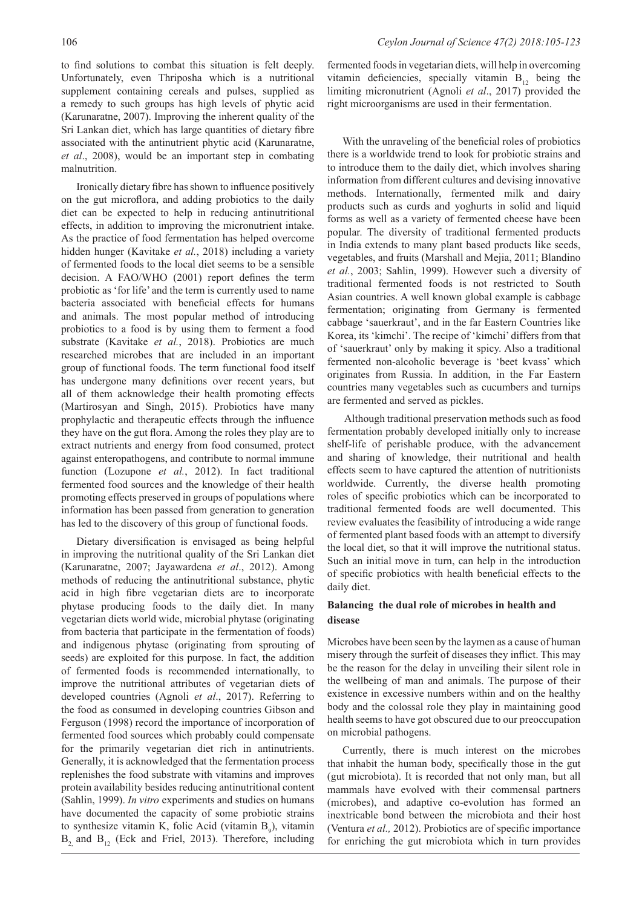to find solutions to combat this situation is felt deeply. Unfortunately, even Thriposha which is a nutritional supplement containing cereals and pulses, supplied as a remedy to such groups has high levels of phytic acid (Karunaratne, 2007). Improving the inherent quality of the Sri Lankan diet, which has large quantities of dietary fibre associated with the antinutrient phytic acid (Karunaratne, *et al*., 2008), would be an important step in combating malnutrition.

Ironically dietary fibre has shown to influence positively on the gut microflora, and adding probiotics to the daily diet can be expected to help in reducing antinutritional effects, in addition to improving the micronutrient intake. As the practice of food fermentation has helped overcome hidden hunger (Kavitake *et al.*, 2018) including a variety of fermented foods to the local diet seems to be a sensible decision. A FAO/WHO (2001) report defines the term probiotic as 'for life' and the term is currently used to name bacteria associated with beneficial effects for humans and animals. The most popular method of introducing probiotics to a food is by using them to ferment a food substrate (Kavitake *et al.*, 2018). Probiotics are much researched microbes that are included in an important group of functional foods. The term functional food itself has undergone many definitions over recent years, but all of them acknowledge their health promoting effects (Martirosyan and Singh, 2015). Probiotics have many prophylactic and therapeutic effects through the influence they have on the gut flora. Among the roles they play are to extract nutrients and energy from food consumed, protect against enteropathogens, and contribute to normal immune function (Lozupone *et al.*, 2012). In fact traditional fermented food sources and the knowledge of their health promoting effects preserved in groups of populations where information has been passed from generation to generation has led to the discovery of this group of functional foods.

Dietary diversification is envisaged as being helpful in improving the nutritional quality of the Sri Lankan diet (Karunaratne, 2007; Jayawardena *et al*., 2012). Among methods of reducing the antinutritional substance, phytic acid in high fibre vegetarian diets are to incorporate phytase producing foods to the daily diet. In many vegetarian diets world wide, microbial phytase (originating from bacteria that participate in the fermentation of foods) and indigenous phytase (originating from sprouting of seeds) are exploited for this purpose. In fact, the addition of fermented foods is recommended internationally, to improve the nutritional attributes of vegetarian diets of developed countries (Agnoli *et al*., 2017). Referring to the food as consumed in developing countries Gibson and Ferguson (1998) record the importance of incorporation of fermented food sources which probably could compensate for the primarily vegetarian diet rich in antinutrients. Generally, it is acknowledged that the fermentation process replenishes the food substrate with vitamins and improves protein availability besides reducing antinutritional content (Sahlin, 1999). *In vitro* experiments and studies on humans have documented the capacity of some probiotic strains to synthesize vitamin K, folic Acid (vitamin $B_9$), vitamin $B_2$ and $B_{12}$ (Eck and Friel, 2013). Therefore, including fermented foods in vegetarian diets, will help in overcoming vitamin deficiencies, specially vitamin $B_{12}$ being the limiting micronutrient (Agnoli *et al*., 2017) provided the right microorganisms are used in their fermentation.

With the unraveling of the beneficial roles of probiotics there is a worldwide trend to look for probiotic strains and to introduce them to the daily diet, which involves sharing information from different cultures and devising innovative methods. Internationally, fermented milk and dairy products such as curds and yoghurts in solid and liquid forms as well as a variety of fermented cheese have been popular. The diversity of traditional fermented products in India extends to many plant based products like seeds, vegetables, and fruits (Marshall and Mejia, 2011; Blandino *et al.*, 2003; Sahlin, 1999). However such a diversity of traditional fermented foods is not restricted to South Asian countries. A well known global example is cabbage fermentation; originating from Germany is fermented cabbage 'sauerkraut', and in the far Eastern Countries like Korea, its 'kimchi'. The recipe of 'kimchi' differs from that of 'sauerkraut' only by making it spicy. Also a traditional fermented non-alcoholic beverage is 'beet kvass' which originates from Russia. In addition, in the Far Eastern countries many vegetables such as cucumbers and turnips are fermented and served as pickles.

Although traditional preservation methods such as food fermentation probably developed initially only to increase shelf-life of perishable produce, with the advancement and sharing of knowledge, their nutritional and health effects seem to have captured the attention of nutritionists worldwide. Currently, the diverse health promoting roles of specific probiotics which can be incorporated to traditional fermented foods are well documented. This review evaluates the feasibility of introducing a wide range of fermented plant based foods with an attempt to diversify the local diet, so that it will improve the nutritional status. Such an initial move in turn, can help in the introduction of specific probiotics with health beneficial effects to the daily diet.

## Balancing the dual role of microbes in health and disease

Microbes have been seen by the laymen as a cause of human misery through the surfeit of diseases they inflict. This may be the reason for the delay in unveiling their silent role in the wellbeing of man and animals. The purpose of their existence in excessive numbers within and on the healthy body and the colossal role they play in maintaining good health seems to have got obscured due to our preoccupation on microbial pathogens.

Currently, there is much interest on the microbes that inhabit the human body, specifically those in the gut (gut microbiota). It is recorded that not only man, but all mammals have evolved with their commensal partners (microbes), and adaptive co-evolution has formed an inextricable bond between the microbiota and their host (Ventura *et al.,* 2012). Probiotics are of specific importance for enriching the gut microbiota which in turn provides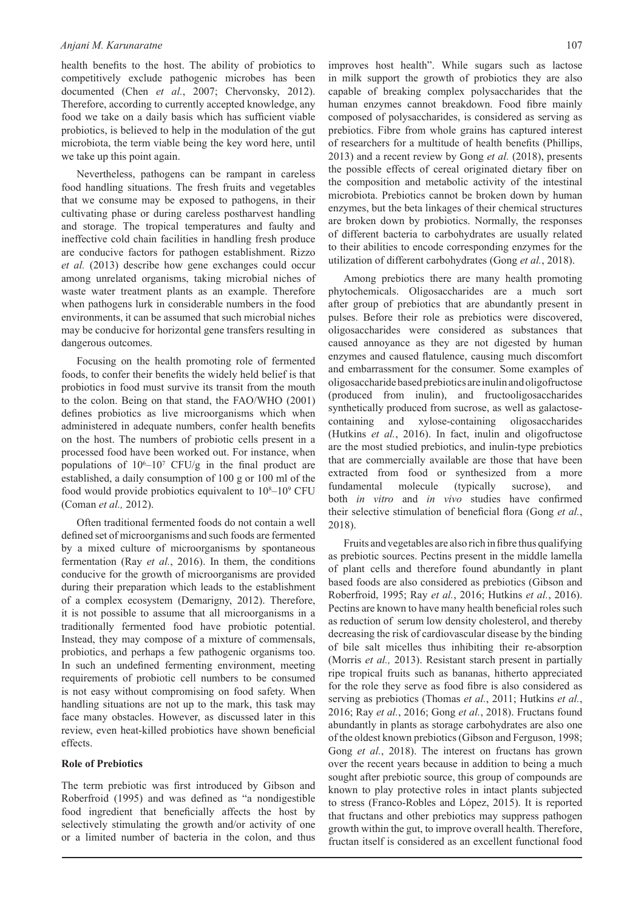health benefits to the host. The ability of probiotics to competitively exclude pathogenic microbes has been documented (Chen *et al.*, 2007; Chervonsky, 2012). Therefore, according to currently accepted knowledge, any food we take on a daily basis which has sufficient viable probiotics, is believed to help in the modulation of the gut microbiota, the term viable being the key word here, until we take up this point again.

Nevertheless, pathogens can be rampant in careless food handling situations. The fresh fruits and vegetables that we consume may be exposed to pathogens, in their cultivating phase or during careless postharvest handling and storage. The tropical temperatures and faulty and ineffective cold chain facilities in handling fresh produce are conducive factors for pathogen establishment. Rizzo *et al.* (2013) describe how gene exchanges could occur among unrelated organisms, taking microbial niches of waste water treatment plants as an example. Therefore when pathogens lurk in considerable numbers in the food environments, it can be assumed that such microbial niches may be conducive for horizontal gene transfers resulting in dangerous outcomes.

Focusing on the health promoting role of fermented foods, to confer their benefits the widely held belief is that probiotics in food must survive its transit from the mouth to the colon. Being on that stand, the FAO/WHO (2001) defines probiotics as live microorganisms which when administered in adequate numbers, confer health benefits on the host. The numbers of probiotic cells present in a processed food have been worked out. For instance, when populations of $10^6$–$10^7$ CFU/g in the final product are established, a daily consumption of 100 g or 100 ml of the food would provide probiotics equivalent to $10^8$–$10^9$ CFU (Coman *et al.,* 2012).

Often traditional fermented foods do not contain a well defined set of microorganisms and such foods are fermented by a mixed culture of microorganisms by spontaneous fermentation (Ray *et al.*, 2016). In them, the conditions conducive for the growth of microorganisms are provided during their preparation which leads to the establishment of a complex ecosystem (Demarigny, 2012). Therefore, it is not possible to assume that all microorganisms in a traditionally fermented food have probiotic potential. Instead, they may compose of a mixture of commensals, probiotics, and perhaps a few pathogenic organisms too. In such an undefined fermenting environment, meeting requirements of probiotic cell numbers to be consumed is not easy without compromising on food safety. When handling situations are not up to the mark, this task may face many obstacles. However, as discussed later in this review, even heat-killed probiotics have shown beneficial effects.

**Role of Prebiotics**

The term prebiotic was first introduced by Gibson and Roberfroid (1995) and was defined as "a nondigestible food ingredient that beneficially affects the host by selectively stimulating the growth and/or activity of one or a limited number of bacteria in the colon, and thus improves host health". While sugars such as lactose in milk support the growth of probiotics they are also capable of breaking complex polysaccharides that the human enzymes cannot breakdown. Food fibre mainly composed of polysaccharides, is considered as serving as prebiotics. Fibre from whole grains has captured interest of researchers for a multitude of health benefits (Phillips, 2013) and a recent review by Gong *et al.* (2018), presents the possible effects of cereal originated dietary fiber on the composition and metabolic activity of the intestinal microbiota. Prebiotics cannot be broken down by human enzymes, but the beta linkages of their chemical structures are broken down by probiotics. Normally, the responses of different bacteria to carbohydrates are usually related to their abilities to encode corresponding enzymes for the utilization of different carbohydrates (Gong *et al.*, 2018).

Among prebiotics there are many health promoting phytochemicals. Oligosaccharides are a much sort after group of prebiotics that are abundantly present in pulses. Before their role as prebiotics were discovered, oligosaccharides were considered as substances that caused annoyance as they are not digested by human enzymes and caused flatulence, causing much discomfort and embarrassment for the consumer. Some examples of oligosaccharide based prebiotics are inulin and oligofructose (produced from inulin), and fructooligosaccharides synthetically produced from sucrose, as well as galactose-containing and xylose-containing oligosaccharides (Hutkins *et al.*, 2016). In fact, inulin and oligofructose are the most studied prebiotics, and inulin-type prebiotics that are commercially available are those that have been extracted from food or synthesized from a more fundamental molecule (typically sucrose), and both *in vitro* and *in vivo* studies have confirmed their selective stimulation of beneficial flora (Gong *et al.*, 2018).

Fruits and vegetables are also rich in fibre thus qualifying as prebiotic sources. Pectins present in the middle lamella of plant cells and therefore found abundantly in plant based foods are also considered as prebiotics (Gibson and Roberfroid, 1995; Ray *et al.*, 2016; Hutkins *et al.*, 2016). Pectins are known to have many health beneficial roles such as reduction of serum low density cholesterol, and thereby decreasing the risk of cardiovascular disease by the binding of bile salt micelles thus inhibiting their re-absorption (Morris *et al.,* 2013). Resistant starch present in partially ripe tropical fruits such as bananas, hitherto appreciated for the role they serve as food fibre is also considered as serving as prebiotics (Thomas *et al.*, 2011; Hutkins *et al.*, 2016; Ray *et al.*, 2016; Gong *et al.*, 2018). Fructans found abundantly in plants as storage carbohydrates are also one of the oldest known prebiotics (Gibson and Ferguson, 1998; Gong *et al.*, 2018). The interest on fructans has grown over the recent years because in addition to being a much sought after prebiotic source, this group of compounds are known to play protective roles in intact plants subjected to stress (Franco-Robles and López, 2015). It is reported that fructans and other prebiotics may suppress pathogen growth within the gut, to improve overall health. Therefore, fructan itself is considered as an excellent functional food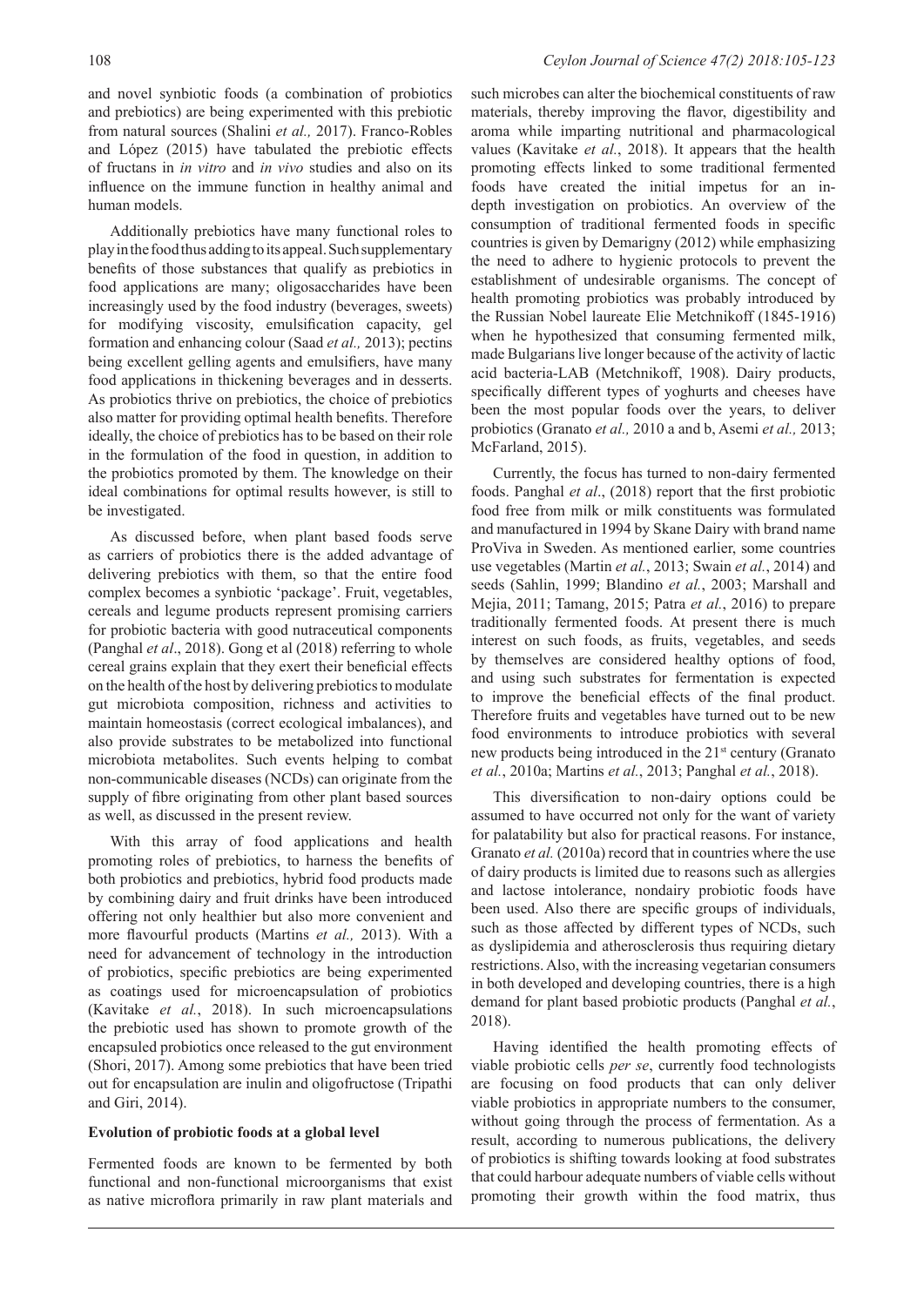and novel synbiotic foods (a combination of probiotics and prebiotics) are being experimented with this prebiotic from natural sources (Shalini *et al.,* 2017). Franco-Robles and López (2015) have tabulated the prebiotic effects of fructans in *in vitro* and *in vivo* studies and also on its influence on the immune function in healthy animal and human models.

Additionally prebiotics have many functional roles to play in the food thus adding to its appeal. Such supplementary benefits of those substances that qualify as prebiotics in food applications are many; oligosaccharides have been increasingly used by the food industry (beverages, sweets) for modifying viscosity, emulsification capacity, gel formation and enhancing colour (Saad *et al.,* 2013); pectins being excellent gelling agents and emulsifiers, have many food applications in thickening beverages and in desserts. As probiotics thrive on prebiotics, the choice of prebiotics also matter for providing optimal health benefits. Therefore ideally, the choice of prebiotics has to be based on their role in the formulation of the food in question, in addition to the probiotics promoted by them. The knowledge on their ideal combinations for optimal results however, is still to be investigated.

As discussed before, when plant based foods serve as carriers of probiotics there is the added advantage of delivering prebiotics with them, so that the entire food complex becomes a synbiotic 'package'. Fruit, vegetables, cereals and legume products represent promising carriers for probiotic bacteria with good nutraceutical components (Panghal *et al*., 2018). Gong et al (2018) referring to whole cereal grains explain that they exert their beneficial effects on the health of the host by delivering prebiotics to modulate gut microbiota composition, richness and activities to maintain homeostasis (correct ecological imbalances), and also provide substrates to be metabolized into functional microbiota metabolites. Such events helping to combat non-communicable diseases (NCDs) can originate from the supply of fibre originating from other plant based sources as well, as discussed in the present review.

With this array of food applications and health promoting roles of prebiotics, to harness the benefits of both probiotics and prebiotics, hybrid food products made by combining dairy and fruit drinks have been introduced offering not only healthier but also more convenient and more flavourful products (Martins *et al.,* 2013). With a need for advancement of technology in the introduction of probiotics, specific prebiotics are being experimented as coatings used for microencapsulation of probiotics (Kavitake *et al.*, 2018). In such microencapsulations the prebiotic used has shown to promote growth of the encapsuled probiotics once released to the gut environment (Shori, 2017). Among some prebiotics that have been tried out for encapsulation are inulin and oligofructose (Tripathi and Giri, 2014).

**Evolution of probiotic foods at a global level**

Fermented foods are known to be fermented by both functional and non-functional microorganisms that exist as native microflora primarily in raw plant materials and such microbes can alter the biochemical constituents of raw materials, thereby improving the flavor, digestibility and aroma while imparting nutritional and pharmacological values (Kavitake *et al.*, 2018). It appears that the health promoting effects linked to some traditional fermented foods have created the initial impetus for an in-depth investigation on probiotics. An overview of the consumption of traditional fermented foods in specific countries is given by Demarigny (2012) while emphasizing the need to adhere to hygienic protocols to prevent the establishment of undesirable organisms. The concept of health promoting probiotics was probably introduced by the Russian Nobel laureate Elie Metchnikoff (1845-1916) when he hypothesized that consuming fermented milk, made Bulgarians live longer because of the activity of lactic acid bacteria-LAB (Metchnikoff, 1908). Dairy products, specifically different types of yoghurts and cheeses have been the most popular foods over the years, to deliver probiotics (Granato *et al.,* 2010 a and b, Asemi *et al.,* 2013; McFarland, 2015).

Currently, the focus has turned to non-dairy fermented foods. Panghal *et al*., (2018) report that the first probiotic food free from milk or milk constituents was formulated and manufactured in 1994 by Skane Dairy with brand name ProViva in Sweden. As mentioned earlier, some countries use vegetables (Martin *et al.*, 2013; Swain *et al.*, 2014) and seeds (Sahlin, 1999; Blandino *et al.*, 2003; Marshall and Mejia, 2011; Tamang, 2015; Patra *et al.*, 2016) to prepare traditionally fermented foods. At present there is much interest on such foods, as fruits, vegetables, and seeds by themselves are considered healthy options of food, and using such substrates for fermentation is expected to improve the beneficial effects of the final product. Therefore fruits and vegetables have turned out to be new food environments to introduce probiotics with several new products being introduced in the 21st century (Granato *et al.*, 2010a; Martins *et al.*, 2013; Panghal *et al.*, 2018).

This diversification to non-dairy options could be assumed to have occurred not only for the want of variety for palatability but also for practical reasons. For instance, Granato *et al.* (2010a) record that in countries where the use of dairy products is limited due to reasons such as allergies and lactose intolerance, nondairy probiotic foods have been used. Also there are specific groups of individuals, such as those affected by different types of NCDs, such as dyslipidemia and atherosclerosis thus requiring dietary restrictions. Also, with the increasing vegetarian consumers in both developed and developing countries, there is a high demand for plant based probiotic products (Panghal *et al.*, 2018).

Having identified the health promoting effects of viable probiotic cells *per se*, currently food technologists are focusing on food products that can only deliver viable probiotics in appropriate numbers to the consumer, without going through the process of fermentation. As a result, according to numerous publications, the delivery of probiotics is shifting towards looking at food substrates that could harbour adequate numbers of viable cells without promoting their growth within the food matrix, thus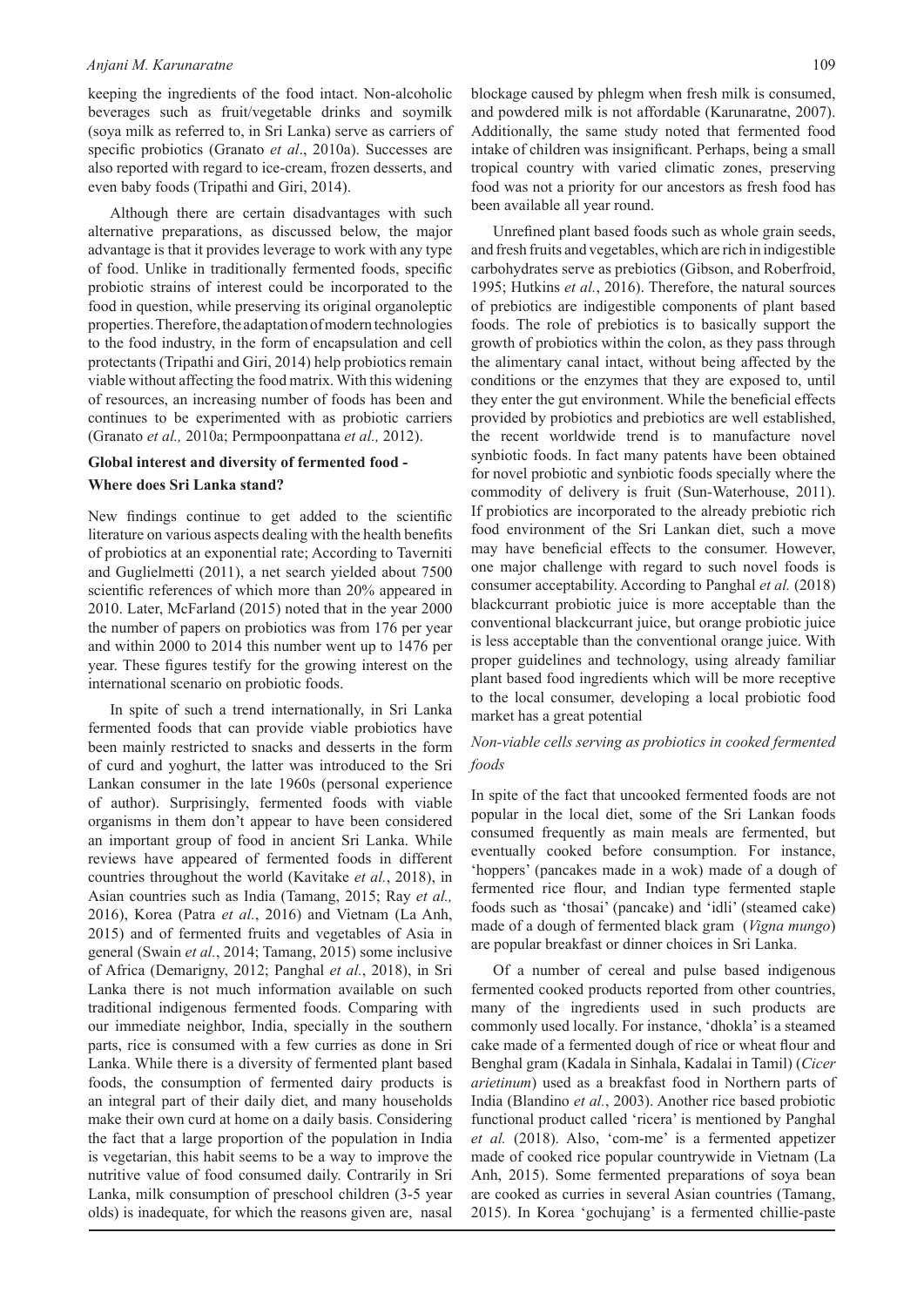keeping the ingredients of the food intact. Non-alcoholic beverages such as fruit/vegetable drinks and soymilk (soya milk as referred to, in Sri Lanka) serve as carriers of specific probiotics (Granato *et al*., 2010a). Successes are also reported with regard to ice-cream, frozen desserts, and even baby foods (Tripathi and Giri, 2014).

Although there are certain disadvantages with such alternative preparations, as discussed below, the major advantage is that it provides leverage to work with any type of food. Unlike in traditionally fermented foods, specific probiotic strains of interest could be incorporated to the food in question, while preserving its original organoleptic properties. Therefore, the adaptation of modern technologies to the food industry, in the form of encapsulation and cell protectants (Tripathi and Giri, 2014) help probiotics remain viable without affecting the food matrix. With this widening of resources, an increasing number of foods has been and continues to be experimented with as probiotic carriers (Granato *et al.,* 2010a; Permpoonpattana *et al.,* 2012).

## Global interest and diversity of fermented food - Where does Sri Lanka stand?

New findings continue to get added to the scientific literature on various aspects dealing with the health benefits of probiotics at an exponential rate; According to Taverniti and Guglielmetti (2011), a net search yielded about 7500 scientific references of which more than 20% appeared in 2010. Later, McFarland (2015) noted that in the year 2000 the number of papers on probiotics was from 176 per year and within 2000 to 2014 this number went up to 1476 per year. These figures testify for the growing interest on the international scenario on probiotic foods.

In spite of such a trend internationally, in Sri Lanka fermented foods that can provide viable probiotics have been mainly restricted to snacks and desserts in the form of curd and yoghurt, the latter was introduced to the Sri Lankan consumer in the late 1960s (personal experience of author). Surprisingly, fermented foods with viable organisms in them don't appear to have been considered an important group of food in ancient Sri Lanka. While reviews have appeared of fermented foods in different countries throughout the world (Kavitake *et al.*, 2018), in Asian countries such as India (Tamang, 2015; Ray *et al.,* 2016), Korea (Patra *et al.*, 2016) and Vietnam (La Anh, 2015) and of fermented fruits and vegetables of Asia in general (Swain *et al.*, 2014; Tamang, 2015) some inclusive of Africa (Demarigny, 2012; Panghal *et al.*, 2018), in Sri Lanka there is not much information available on such traditional indigenous fermented foods. Comparing with our immediate neighbor, India, specially in the southern parts, rice is consumed with a few curries as done in Sri Lanka. While there is a diversity of fermented plant based foods, the consumption of fermented dairy products is an integral part of their daily diet, and many households make their own curd at home on a daily basis. Considering the fact that a large proportion of the population in India is vegetarian, this habit seems to be a way to improve the nutritive value of food consumed daily. Contrarily in Sri Lanka, milk consumption of preschool children (3-5 year olds) is inadequate, for which the reasons given are, nasal blockage caused by phlegm when fresh milk is consumed, and powdered milk is not affordable (Karunaratne, 2007). Additionally, the same study noted that fermented food intake of children was insignificant. Perhaps, being a small tropical country with varied climatic zones, preserving food was not a priority for our ancestors as fresh food has been available all year round.

Unrefined plant based foods such as whole grain seeds, and fresh fruits and vegetables, which are rich in indigestible carbohydrates serve as prebiotics (Gibson, and Roberfroid, 1995; Hutkins *et al.*, 2016). Therefore, the natural sources of prebiotics are indigestible components of plant based foods. The role of prebiotics is to basically support the growth of probiotics within the colon, as they pass through the alimentary canal intact, without being affected by the conditions or the enzymes that they are exposed to, until they enter the gut environment. While the beneficial effects provided by probiotics and prebiotics are well established, the recent worldwide trend is to manufacture novel synbiotic foods. In fact many patents have been obtained for novel probiotic and synbiotic foods specially where the commodity of delivery is fruit (Sun-Waterhouse, 2011). If probiotics are incorporated to the already prebiotic rich food environment of the Sri Lankan diet, such a move may have beneficial effects to the consumer. However, one major challenge with regard to such novel foods is consumer acceptability. According to Panghal *et al.* (2018) blackcurrant probiotic juice is more acceptable than the conventional blackcurrant juice, but orange probiotic juice is less acceptable than the conventional orange juice. With proper guidelines and technology, using already familiar plant based food ingredients which will be more receptive to the local consumer, developing a local probiotic food market has a great potential

### *Non-viable cells serving as probiotics in cooked fermented foods*

In spite of the fact that uncooked fermented foods are not popular in the local diet, some of the Sri Lankan foods consumed frequently as main meals are fermented, but eventually cooked before consumption. For instance, 'hoppers' (pancakes made in a wok) made of a dough of fermented rice flour, and Indian type fermented staple foods such as 'thosai' (pancake) and 'idli' (steamed cake) made of a dough of fermented black gram (*Vigna mungo*) are popular breakfast or dinner choices in Sri Lanka.

Of a number of cereal and pulse based indigenous fermented cooked products reported from other countries, many of the ingredients used in such products are commonly used locally. For instance, 'dhokla' is a steamed cake made of a fermented dough of rice or wheat flour and Benghal gram (Kadala in Sinhala, Kadalai in Tamil) (*Cicer arietinum*) used as a breakfast food in Northern parts of India (Blandino *et al.*, 2003). Another rice based probiotic functional product called 'ricera' is mentioned by Panghal *et al.* (2018). Also, 'com-me' is a fermented appetizer made of cooked rice popular countrywide in Vietnam (La Anh, 2015). Some fermented preparations of soya bean are cooked as curries in several Asian countries (Tamang, 2015). In Korea 'gochujang' is a fermented chillie-paste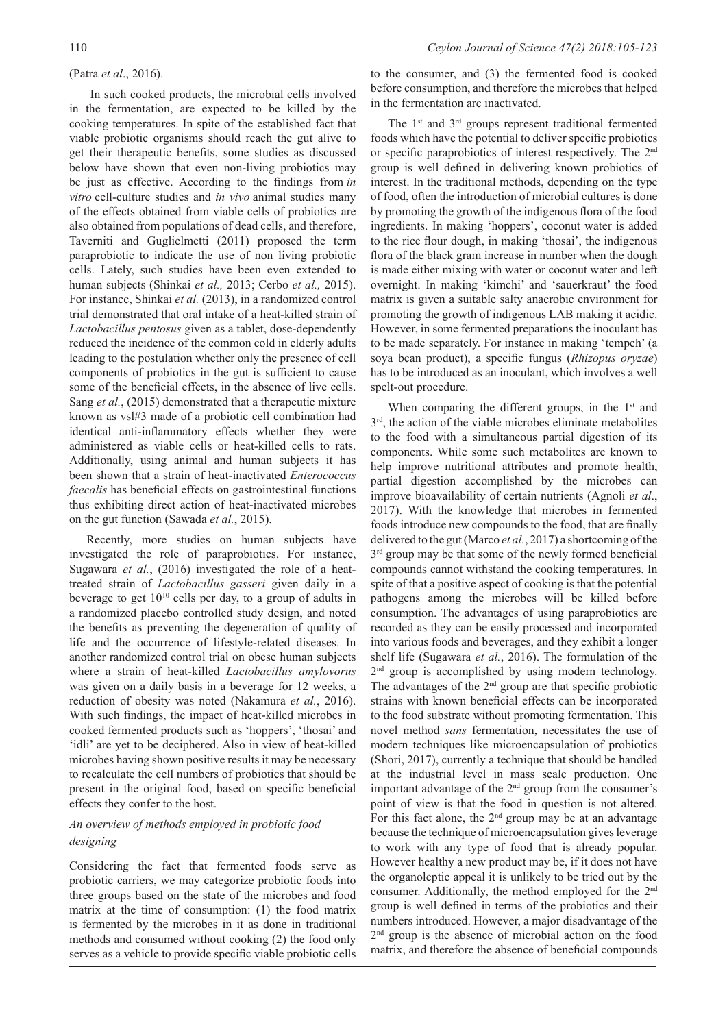(Patra *et al*., 2016).

In such cooked products, the microbial cells involved in the fermentation, are expected to be killed by the cooking temperatures. In spite of the established fact that viable probiotic organisms should reach the gut alive to get their therapeutic benefits, some studies as discussed below have shown that even non-living probiotics may be just as effective. According to the findings from *in vitro* cell-culture studies and *in vivo* animal studies many of the effects obtained from viable cells of probiotics are also obtained from populations of dead cells, and therefore, Taverniti and Guglielmetti (2011) proposed the term paraprobiotic to indicate the use of non living probiotic cells. Lately, such studies have been even extended to human subjects (Shinkai *et al.,* 2013; Cerbo *et al.,* 2015). For instance, Shinkai *et al.* (2013), in a randomized control trial demonstrated that oral intake of a heat-killed strain of *Lactobacillus pentosus* given as a tablet, dose-dependently reduced the incidence of the common cold in elderly adults leading to the postulation whether only the presence of cell components of probiotics in the gut is sufficient to cause some of the beneficial effects, in the absence of live cells. Sang *et al.*, (2015) demonstrated that a therapeutic mixture known as vsl#3 made of a probiotic cell combination had identical anti-inflammatory effects whether they were administered as viable cells or heat-killed cells to rats. Additionally, using animal and human subjects it has been shown that a strain of heat-inactivated *Enterococcus faecalis* has beneficial effects on gastrointestinal functions thus exhibiting direct action of heat-inactivated microbes on the gut function (Sawada *et al.*, 2015).

Recently, more studies on human subjects have investigated the role of paraprobiotics. For instance, Sugawara *et al.*, (2016) investigated the role of a heat-treated strain of *Lactobacillus gasseri* given daily in a beverage to get $10^{10}$ cells per day, to a group of adults in a randomized placebo controlled study design, and noted the benefits as preventing the degeneration of quality of life and the occurrence of lifestyle-related diseases. In another randomized control trial on obese human subjects where a strain of heat-killed *Lactobacillus amylovorus* was given on a daily basis in a beverage for 12 weeks, a reduction of obesity was noted (Nakamura *et al.*, 2016). With such findings, the impact of heat-killed microbes in cooked fermented products such as 'hoppers', 'thosai' and 'idli' are yet to be deciphered. Also in view of heat-killed microbes having shown positive results it may be necessary to recalculate the cell numbers of probiotics that should be present in the original food, based on specific beneficial effects they confer to the host.

## *An overview of methods employed in probiotic food designing*

Considering the fact that fermented foods serve as probiotic carriers, we may categorize probiotic foods into three groups based on the state of the microbes and food matrix at the time of consumption: (1) the food matrix is fermented by the microbes in it as done in traditional methods and consumed without cooking (2) the food only serves as a vehicle to provide specific viable probiotic cells to the consumer, and (3) the fermented food is cooked before consumption, and therefore the microbes that helped in the fermentation are inactivated.

The 1st and 3rd groups represent traditional fermented foods which have the potential to deliver specific probiotics or specific paraprobiotics of interest respectively. The 2nd group is well defined in delivering known probiotics of interest. In the traditional methods, depending on the type of food, often the introduction of microbial cultures is done by promoting the growth of the indigenous flora of the food ingredients. In making 'hoppers', coconut water is added to the rice flour dough, in making 'thosai', the indigenous flora of the black gram increase in number when the dough is made either mixing with water or coconut water and left overnight. In making 'kimchi' and 'sauerkraut' the food matrix is given a suitable salty anaerobic environment for promoting the growth of indigenous LAB making it acidic. However, in some fermented preparations the inoculant has to be made separately. For instance in making 'tempeh' (a soya bean product), a specific fungus (*Rhizopus oryzae*) has to be introduced as an inoculant, which involves a well spelt-out procedure.

When comparing the different groups, in the 1st and 3rd, the action of the viable microbes eliminate metabolites to the food with a simultaneous partial digestion of its components. While some such metabolites are known to help improve nutritional attributes and promote health, partial digestion accomplished by the microbes can improve bioavailability of certain nutrients (Agnoli *et al*., 2017). With the knowledge that microbes in fermented foods introduce new compounds to the food, that are finally delivered to the gut (Marco *et al.*, 2017) a shortcoming of the 3rd group may be that some of the newly formed beneficial compounds cannot withstand the cooking temperatures. In spite of that a positive aspect of cooking is that the potential pathogens among the microbes will be killed before consumption. The advantages of using paraprobiotics are recorded as they can be easily processed and incorporated into various foods and beverages, and they exhibit a longer shelf life (Sugawara *et al.*, 2016). The formulation of the 2nd group is accomplished by using modern technology. The advantages of the 2nd group are that specific probiotic strains with known beneficial effects can be incorporated to the food substrate without promoting fermentation. This novel method *sans* fermentation, necessitates the use of modern techniques like microencapsulation of probiotics (Shori, 2017), currently a technique that should be handled at the industrial level in mass scale production. One important advantage of the 2nd group from the consumer's point of view is that the food in question is not altered. For this fact alone, the 2nd group may be at an advantage because the technique of microencapsulation gives leverage to work with any type of food that is already popular. However healthy a new product may be, if it does not have the organoleptic appeal it is unlikely to be tried out by the consumer. Additionally, the method employed for the 2nd group is well defined in terms of the probiotics and their numbers introduced. However, a major disadvantage of the 2nd group is the absence of microbial action on the food matrix, and therefore the absence of beneficial compounds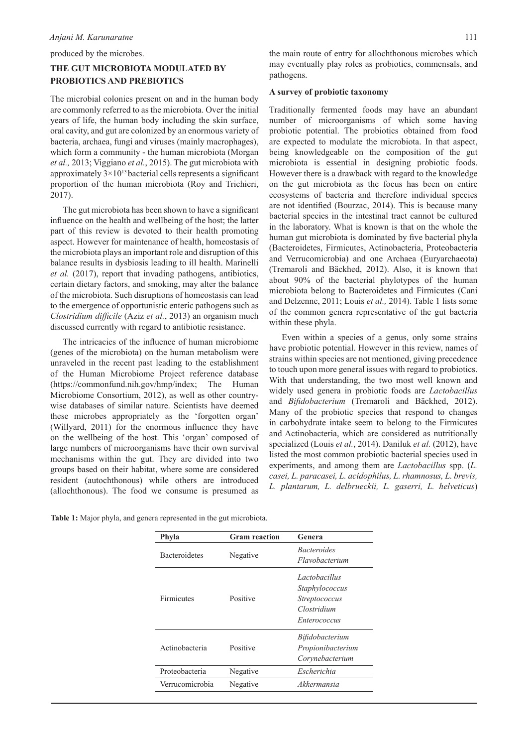produced by the microbes.

## THE GUT MICROBIOTA MODULATED BY PROBIOTICS AND PREBIOTICS

The microbial colonies present on and in the human body are commonly referred to as the microbiota. Over the initial years of life, the human body including the skin surface, oral cavity, and gut are colonized by an enormous variety of bacteria, archaea, fungi and viruses (mainly macrophages), which form a community - the human microbiota (Morgan *et al.,* 2013; Viggiano *et al.*, 2015). The gut microbiota with approximately $3\times10^{13}$ bacterial cells represents a significant proportion of the human microbiota (Roy and Trichieri, 2017).

The gut microbiota has been shown to have a significant influence on the health and wellbeing of the host; the latter part of this review is devoted to their health promoting aspect. However for maintenance of health, homeostasis of the microbiota plays an important role and disruption of this balance results in dysbiosis leading to ill health. Marinelli *et al.* (2017), report that invading pathogens, antibiotics, certain dietary factors, and smoking, may alter the balance of the microbiota. Such disruptions of homeostasis can lead to the emergence of opportunistic enteric pathogens such as *Clostridium difficile* (Aziz *et al.*, 2013) an organism much discussed currently with regard to antibiotic resistance.

The intricacies of the influence of human microbiome (genes of the microbiota) on the human metabolism were unraveled in the recent past leading to the establishment of the Human Microbiome Project reference database (https://commonfund.nih.gov/hmp/index; The Human Microbiome Consortium, 2012), as well as other country-wise databases of similar nature. Scientists have deemed these microbes appropriately as the 'forgotten organ' (Willyard, 2011) for the enormous influence they have on the wellbeing of the host. This 'organ' composed of large numbers of microorganisms have their own survival mechanisms within the gut. They are divided into two groups based on their habitat, where some are considered resident (autochthonous) while others are introduced (allochthonous). The food we consume is presumed as the main route of entry for allochthonous microbes which may eventually play roles as probiotics, commensals, and pathogens.

### A survey of probiotic taxonomy

Traditionally fermented foods may have an abundant number of microorganisms of which some having probiotic potential. The probiotics obtained from food are expected to modulate the microbiota. In that aspect, being knowledgeable on the composition of the gut microbiota is essential in designing probiotic foods. However there is a drawback with regard to the knowledge on the gut microbiota as the focus has been on entire ecosystems of bacteria and therefore individual species are not identified (Bourzac, 2014). This is because many bacterial species in the intestinal tract cannot be cultured in the laboratory. What is known is that on the whole the human gut microbiota is dominated by five bacterial phyla (Bacteroidetes, Firmicutes, Actinobacteria, Proteobacteria and Verrucomicrobia) and one Archaea (Euryarchaeota) (Tremaroli and Bäckhed, 2012). Also, it is known that about 90% of the bacterial phylotypes of the human microbiota belong to Bacteroidetes and Firmicutes (Cani and Delzenne, 2011; Louis *et al.,* 2014). Table 1 lists some of the common genera representative of the gut bacteria within these phyla.

Even within a species of a genus, only some strains have probiotic potential. However in this review, names of strains within species are not mentioned, giving precedence to touch upon more general issues with regard to probiotics. With that understanding, the two most well known and widely used genera in probiotic foods are *Lactobacillus* and *Bifidobacterium* (Tremaroli and Bäckhed, 2012). Many of the probiotic species that respond to changes in carbohydrate intake seem to belong to the Firmicutes and Actinobacteria, which are considered as nutritionally specialized (Louis *et al.*, 2014). Daniluk *et al.* (2012), have listed the most common probiotic bacterial species used in experiments, and among them are *Lactobacillus* spp. (*L. casei, L. paracasei, L. acidophilus, L. rhamnosus, L. brevis, L. plantarum, L. delbrueckii, L. gaserri, L. helveticus*)

**Table 1:** Major phyla, and genera represented in the gut microbiota.

| Phyla | Gram reaction | Genera |
|---|---|---|
| Bacteroidetes | Negative | *Bacteroides*<br>*Flavobacterium* |
| Firmicutes | Positive | *Lactobacillus*<br>*Staphylococcus*<br>*Streptococcus*<br>*Clostridium*<br>*Enterococcus* |
| Actinobacteria | Positive | *Bifidobacterium*<br>*Propionibacterium*<br>*Corynebacterium* |
| Proteobacteria | Negative | *Escherichia* |
| Verrucomicrobia | Negative | *Akkermansia* |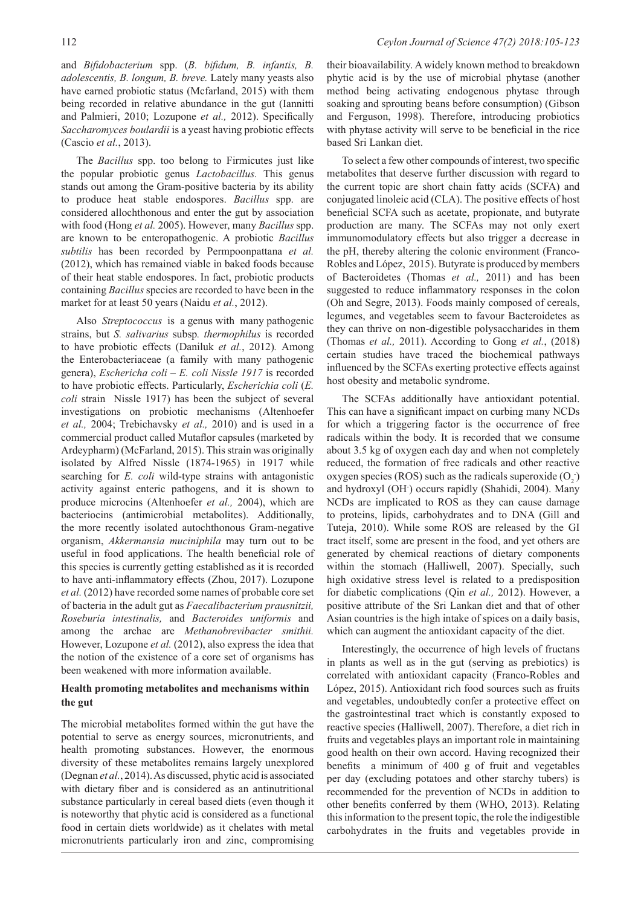and *Bifidobacterium* spp. (*B. bifidum, B. infantis, B. adolescentis, B. longum, B. breve.* Lately many yeasts also have earned probiotic status (Mcfarland, 2015) with them being recorded in relative abundance in the gut (Iannitti and Palmieri, 2010; Lozupone *et al.,* 2012). Specifically *Saccharomyces boulardii* is a yeast having probiotic effects (Cascio *et al.*, 2013).

The *Bacillus* spp. too belong to Firmicutes just like the popular probiotic genus *Lactobacillus.* This genus stands out among the Gram-positive bacteria by its ability to produce heat stable endospores. *Bacillus* spp. are considered allochthonous and enter the gut by association with food (Hong *et al.* 2005). However, many *Bacillus* spp. are known to be enteropathogenic. A probiotic *Bacillus subtilis* has been recorded by Permpoonpattana *et al.* (2012), which has remained viable in baked foods because of their heat stable endospores. In fact, probiotic products containing *Bacillus* species are recorded to have been in the market for at least 50 years (Naidu *et al.*, 2012).

Also *Streptococcus* is a genus with many pathogenic strains, but *S. salivarius* subsp*. thermophilus* is recorded to have probiotic effects (Daniluk *et al.*, 2012)*.* Among the Enterobacteriaceae (a family with many pathogenic genera), *Eschericha coli – E. coli Nissle 1917* is recorded to have probiotic effects. Particularly, *Escherichia coli* (*E. coli* strain Nissle 1917) has been the subject of several investigations on probiotic mechanisms (Altenhoefer *et al.,* 2004; Trebichavsky *et al.,* 2010) and is used in a commercial product called Mutaflor capsules (marketed by Ardeypharm) (McFarland, 2015). This strain was originally isolated by Alfred Nissle (1874-1965) in 1917 while searching for *E. coli* wild-type strains with antagonistic activity against enteric pathogens, and it is shown to produce microcins (Altenhoefer *et al.,* 2004), which are bacteriocins (antimicrobial metabolites). Additionally, the more recently isolated autochthonous Gram-negative organism, *Akkermansia muciniphila* may turn out to be useful in food applications. The health beneficial role of this species is currently getting established as it is recorded to have anti-inflammatory effects (Zhou, 2017). Lozupone *et al.* (2012) have recorded some names of probable core set of bacteria in the adult gut as *Faecalibacterium prausnitzii, Roseburia intestinalis,* and *Bacteroides uniformis* and among the archae are *Methanobrevibacter smithii.* However, Lozupone *et al.* (2012), also express the idea that the notion of the existence of a core set of organisms has been weakened with more information available.

## Health promoting metabolites and mechanisms within the gut

The microbial metabolites formed within the gut have the potential to serve as energy sources, micronutrients, and health promoting substances. However, the enormous diversity of these metabolites remains largely unexplored (Degnan *et al.*, 2014). As discussed, phytic acid is associated with dietary fiber and is considered as an antinutritional substance particularly in cereal based diets (even though it is noteworthy that phytic acid is considered as a functional food in certain diets worldwide) as it chelates with metal micronutrients particularly iron and zinc, compromising their bioavailability. A widely known method to breakdown phytic acid is by the use of microbial phytase (another method being activating endogenous phytase through soaking and sprouting beans before consumption) (Gibson and Ferguson, 1998). Therefore, introducing probiotics with phytase activity will serve to be beneficial in the rice based Sri Lankan diet.

To select a few other compounds of interest, two specific metabolites that deserve further discussion with regard to the current topic are short chain fatty acids (SCFA) and conjugated linoleic acid (CLA). The positive effects of host beneficial SCFA such as acetate, propionate, and butyrate production are many. The SCFAs may not only exert immunomodulatory effects but also trigger a decrease in the pH, thereby altering the colonic environment (Franco-Robles and López, 2015). Butyrate is produced by members of Bacteroidetes (Thomas *et al.,* 2011) and has been suggested to reduce inflammatory responses in the colon (Oh and Segre, 2013). Foods mainly composed of cereals, legumes, and vegetables seem to favour Bacteroidetes as they can thrive on non-digestible polysaccharides in them (Thomas *et al.,* 2011). According to Gong *et al.*, (2018) certain studies have traced the biochemical pathways influenced by the SCFAs exerting protective effects against host obesity and metabolic syndrome.

The SCFAs additionally have antioxidant potential. This can have a significant impact on curbing many NCDs for which a triggering factor is the occurrence of free radicals within the body. It is recorded that we consume about 3.5 kg of oxygen each day and when not completely reduced, the formation of free radicals and other reactive oxygen species (ROS) such as the radicals superoxide ($O_2^-$) and hydroxyl ($OH^-$) occurs rapidly (Shahidi, 2004). Many NCDs are implicated to ROS as they can cause damage to proteins, lipids, carbohydrates and to DNA (Gill and Tuteja, 2010). While some ROS are released by the GI tract itself, some are present in the food, and yet others are generated by chemical reactions of dietary components within the stomach (Halliwell, 2007). Specially, such high oxidative stress level is related to a predisposition for diabetic complications (Qin *et al.,* 2012). However, a positive attribute of the Sri Lankan diet and that of other Asian countries is the high intake of spices on a daily basis, which can augment the antioxidant capacity of the diet.

Interestingly, the occurrence of high levels of fructans in plants as well as in the gut (serving as prebiotics) is correlated with antioxidant capacity (Franco-Robles and López, 2015). Antioxidant rich food sources such as fruits and vegetables, undoubtedly confer a protective effect on the gastrointestinal tract which is constantly exposed to reactive species (Halliwell, 2007). Therefore, a diet rich in fruits and vegetables plays an important role in maintaining good health on their own accord. Having recognized their benefits a minimum of 400 g of fruit and vegetables per day (excluding potatoes and other starchy tubers) is recommended for the prevention of NCDs in addition to other benefits conferred by them (WHO, 2013). Relating this information to the present topic, the role the indigestible carbohydrates in the fruits and vegetables provide in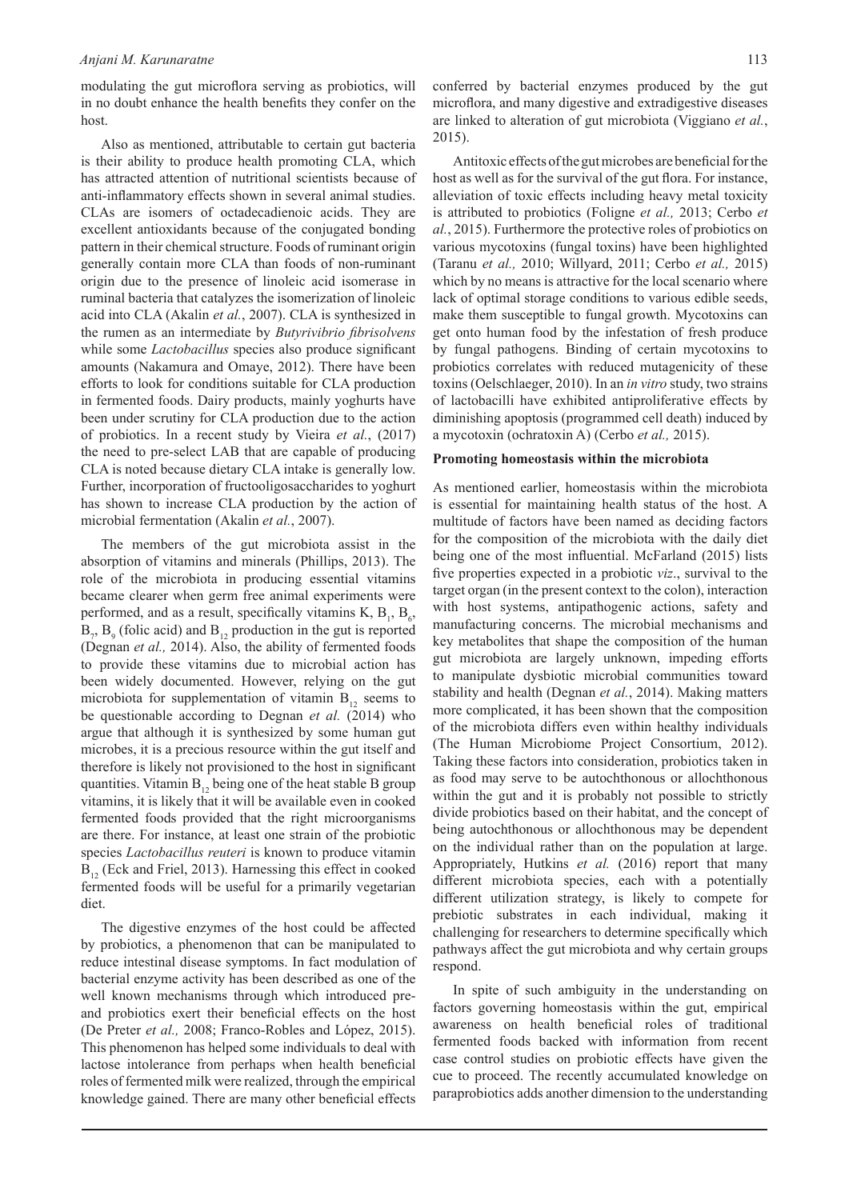modulating the gut microflora serving as probiotics, will in no doubt enhance the health benefits they confer on the host.

Also as mentioned, attributable to certain gut bacteria is their ability to produce health promoting CLA, which has attracted attention of nutritional scientists because of anti-inflammatory effects shown in several animal studies. CLAs are isomers of octadecadienoic acids. They are excellent antioxidants because of the conjugated bonding pattern in their chemical structure. Foods of ruminant origin generally contain more CLA than foods of non-ruminant origin due to the presence of linoleic acid isomerase in ruminal bacteria that catalyzes the isomerization of linoleic acid into CLA (Akalin *et al.*, 2007). CLA is synthesized in the rumen as an intermediate by *Butyrivibrio fibrisolvens* while some *Lactobacillus* species also produce significant amounts (Nakamura and Omaye, 2012). There have been efforts to look for conditions suitable for CLA production in fermented foods. Dairy products, mainly yoghurts have been under scrutiny for CLA production due to the action of probiotics. In a recent study by Vieira *et al.*, (2017) the need to pre-select LAB that are capable of producing CLA is noted because dietary CLA intake is generally low. Further, incorporation of fructooligosaccharides to yoghurt has shown to increase CLA production by the action of microbial fermentation (Akalin *et al.*, 2007).

The members of the gut microbiota assist in the absorption of vitamins and minerals (Phillips, 2013). The role of the microbiota in producing essential vitamins became clearer when germ free animal experiments were performed, and as a result, specifically vitamins K, $B_1$, $B_6$, $B_7$, $B_9$ (folic acid) and $B_{12}$ production in the gut is reported (Degnan *et al.,* 2014). Also, the ability of fermented foods to provide these vitamins due to microbial action has been widely documented. However, relying on the gut microbiota for supplementation of vitamin $B_{12}$ seems to be questionable according to Degnan *et al.* (2014) who argue that although it is synthesized by some human gut microbes, it is a precious resource within the gut itself and therefore is likely not provisioned to the host in significant quantities. Vitamin $B_{12}$ being one of the heat stable B group vitamins, it is likely that it will be available even in cooked fermented foods provided that the right microorganisms are there. For instance, at least one strain of the probiotic species *Lactobacillus reuteri* is known to produce vitamin $B_{12}$ (Eck and Friel, 2013). Harnessing this effect in cooked fermented foods will be useful for a primarily vegetarian diet.

The digestive enzymes of the host could be affected by probiotics, a phenomenon that can be manipulated to reduce intestinal disease symptoms. In fact modulation of bacterial enzyme activity has been described as one of the well known mechanisms through which introduced pre- and probiotics exert their beneficial effects on the host (De Preter *et al.,* 2008; Franco-Robles and López, 2015). This phenomenon has helped some individuals to deal with lactose intolerance from perhaps when health beneficial roles of fermented milk were realized, through the empirical knowledge gained. There are many other beneficial effects conferred by bacterial enzymes produced by the gut microflora, and many digestive and extradigestive diseases are linked to alteration of gut microbiota (Viggiano *et al.*, 2015).

Antitoxic effects of the gut microbes are beneficial for the host as well as for the survival of the gut flora. For instance, alleviation of toxic effects including heavy metal toxicity is attributed to probiotics (Foligne *et al.,* 2013; Cerbo *et al.*, 2015). Furthermore the protective roles of probiotics on various mycotoxins (fungal toxins) have been highlighted (Taranu *et al.,* 2010; Willyard, 2011; Cerbo *et al.,* 2015) which by no means is attractive for the local scenario where lack of optimal storage conditions to various edible seeds, make them susceptible to fungal growth. Mycotoxins can get onto human food by the infestation of fresh produce by fungal pathogens. Binding of certain mycotoxins to probiotics correlates with reduced mutagenicity of these toxins (Oelschlaeger, 2010). In an *in vitro* study, two strains of lactobacilli have exhibited antiproliferative effects by diminishing apoptosis (programmed cell death) induced by a mycotoxin (ochratoxin A) (Cerbo *et al.,* 2015).

**Promoting homeostasis within the microbiota**

As mentioned earlier, homeostasis within the microbiota is essential for maintaining health status of the host. A multitude of factors have been named as deciding factors for the composition of the microbiota with the daily diet being one of the most influential. McFarland (2015) lists five properties expected in a probiotic *viz*., survival to the target organ (in the present context to the colon), interaction with host systems, antipathogenic actions, safety and manufacturing concerns. The microbial mechanisms and key metabolites that shape the composition of the human gut microbiota are largely unknown, impeding efforts to manipulate dysbiotic microbial communities toward stability and health (Degnan *et al.*, 2014). Making matters more complicated, it has been shown that the composition of the microbiota differs even within healthy individuals (The Human Microbiome Project Consortium, 2012). Taking these factors into consideration, probiotics taken in as food may serve to be autochthonous or allochthonous within the gut and it is probably not possible to strictly divide probiotics based on their habitat, and the concept of being autochthonous or allochthonous may be dependent on the individual rather than on the population at large. Appropriately, Hutkins *et al.* (2016) report that many different microbiota species, each with a potentially different utilization strategy, is likely to compete for prebiotic substrates in each individual, making it challenging for researchers to determine specifically which pathways affect the gut microbiota and why certain groups respond.

In spite of such ambiguity in the understanding on factors governing homeostasis within the gut, empirical awareness on health beneficial roles of traditional fermented foods backed with information from recent case control studies on probiotic effects have given the cue to proceed. The recently accumulated knowledge on paraprobiotics adds another dimension to the understanding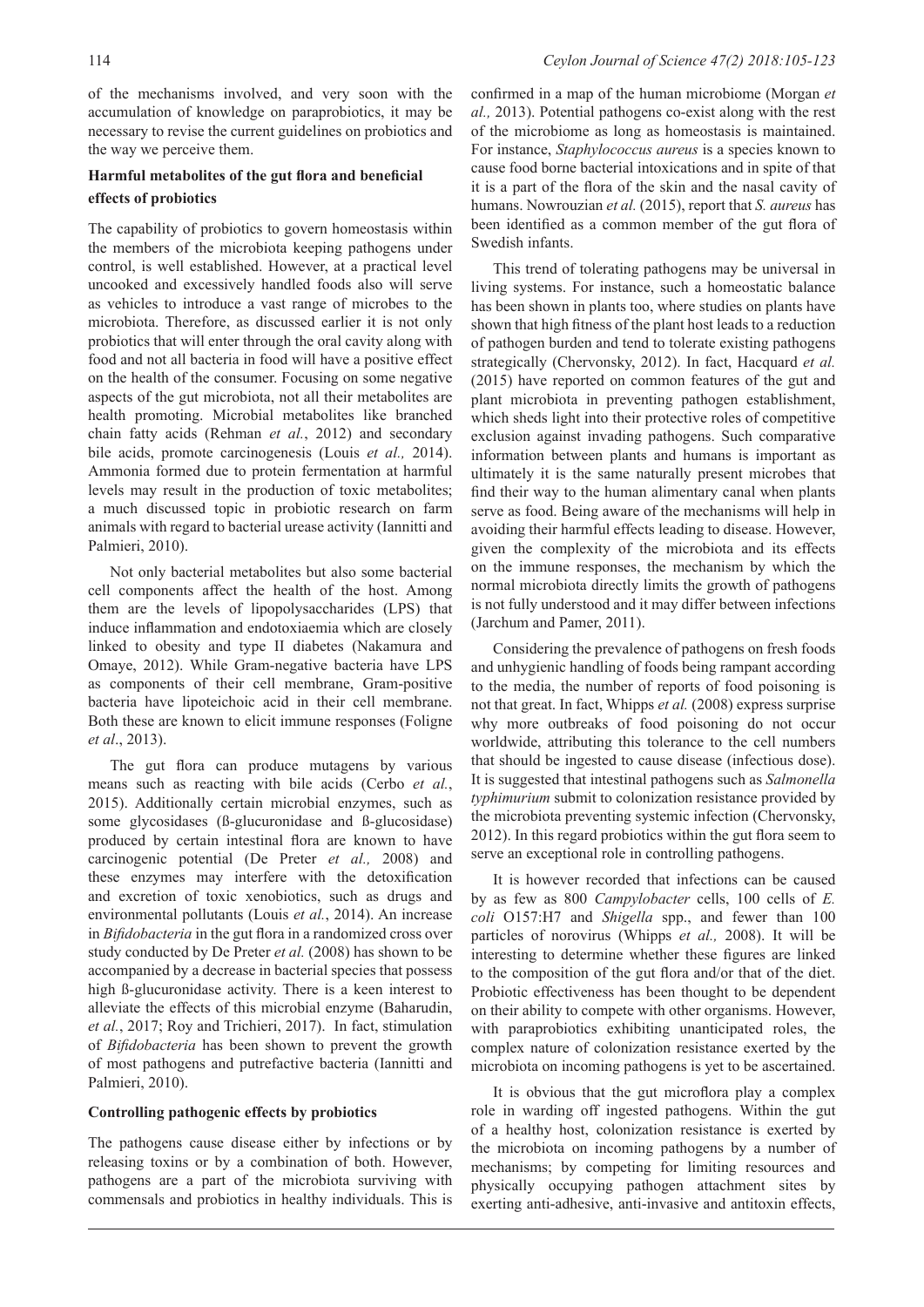of the mechanisms involved, and very soon with the accumulation of knowledge on paraprobiotics, it may be necessary to revise the current guidelines on probiotics and the way we perceive them.

### Harmful metabolites of the gut flora and beneficial effects of probiotics

The capability of probiotics to govern homeostasis within the members of the microbiota keeping pathogens under control, is well established. However, at a practical level uncooked and excessively handled foods also will serve as vehicles to introduce a vast range of microbes to the microbiota. Therefore, as discussed earlier it is not only probiotics that will enter through the oral cavity along with food and not all bacteria in food will have a positive effect on the health of the consumer. Focusing on some negative aspects of the gut microbiota, not all their metabolites are health promoting. Microbial metabolites like branched chain fatty acids (Rehman *et al.*, 2012) and secondary bile acids, promote carcinogenesis (Louis *et al.,* 2014). Ammonia formed due to protein fermentation at harmful levels may result in the production of toxic metabolites; a much discussed topic in probiotic research on farm animals with regard to bacterial urease activity (Iannitti and Palmieri, 2010).

Not only bacterial metabolites but also some bacterial cell components affect the health of the host. Among them are the levels of lipopolysaccharides (LPS) that induce inflammation and endotoxiaemia which are closely linked to obesity and type II diabetes (Nakamura and Omaye, 2012). While Gram-negative bacteria have LPS as components of their cell membrane, Gram-positive bacteria have lipoteichoic acid in their cell membrane. Both these are known to elicit immune responses (Foligne *et al*., 2013).

The gut flora can produce mutagens by various means such as reacting with bile acids (Cerbo *et al.*, 2015). Additionally certain microbial enzymes, such as some glycosidases (ß-glucuronidase and ß-glucosidase) produced by certain intestinal flora are known to have carcinogenic potential (De Preter *et al.,* 2008) and these enzymes may interfere with the detoxification and excretion of toxic xenobiotics, such as drugs and environmental pollutants (Louis *et al.*, 2014). An increase in *Bifidobacteria* in the gut flora in a randomized cross over study conducted by De Preter *et al.* (2008) has shown to be accompanied by a decrease in bacterial species that possess high ß-glucuronidase activity. There is a keen interest to alleviate the effects of this microbial enzyme (Baharudin, *et al.*, 2017; Roy and Trichieri, 2017). In fact, stimulation of *Bifidobacteria* has been shown to prevent the growth of most pathogens and putrefactive bacteria (Iannitti and Palmieri, 2010).

### Controlling pathogenic effects by probiotics

The pathogens cause disease either by infections or by releasing toxins or by a combination of both. However, pathogens are a part of the microbiota surviving with commensals and probiotics in healthy individuals. This is confirmed in a map of the human microbiome (Morgan *et al.,* 2013). Potential pathogens co-exist along with the rest of the microbiome as long as homeostasis is maintained. For instance, *Staphylococcus aureus* is a species known to cause food borne bacterial intoxications and in spite of that it is a part of the flora of the skin and the nasal cavity of humans. Nowrouzian *et al.* (2015), report that *S. aureus* has been identified as a common member of the gut flora of Swedish infants.

This trend of tolerating pathogens may be universal in living systems. For instance, such a homeostatic balance has been shown in plants too, where studies on plants have shown that high fitness of the plant host leads to a reduction of pathogen burden and tend to tolerate existing pathogens strategically (Chervonsky, 2012). In fact, Hacquard *et al.* (2015) have reported on common features of the gut and plant microbiota in preventing pathogen establishment, which sheds light into their protective roles of competitive exclusion against invading pathogens. Such comparative information between plants and humans is important as ultimately it is the same naturally present microbes that find their way to the human alimentary canal when plants serve as food. Being aware of the mechanisms will help in avoiding their harmful effects leading to disease. However, given the complexity of the microbiota and its effects on the immune responses, the mechanism by which the normal microbiota directly limits the growth of pathogens is not fully understood and it may differ between infections (Jarchum and Pamer, 2011).

Considering the prevalence of pathogens on fresh foods and unhygienic handling of foods being rampant according to the media, the number of reports of food poisoning is not that great. In fact, Whipps *et al.* (2008) express surprise why more outbreaks of food poisoning do not occur worldwide, attributing this tolerance to the cell numbers that should be ingested to cause disease (infectious dose). It is suggested that intestinal pathogens such as *Salmonella typhimurium* submit to colonization resistance provided by the microbiota preventing systemic infection (Chervonsky, 2012). In this regard probiotics within the gut flora seem to serve an exceptional role in controlling pathogens.

It is however recorded that infections can be caused by as few as 800 *Campylobacter* cells, 100 cells of *E. coli* O157:H7 and *Shigella* spp., and fewer than 100 particles of norovirus (Whipps *et al.,* 2008). It will be interesting to determine whether these figures are linked to the composition of the gut flora and/or that of the diet. Probiotic effectiveness has been thought to be dependent on their ability to compete with other organisms. However, with paraprobiotics exhibiting unanticipated roles, the complex nature of colonization resistance exerted by the microbiota on incoming pathogens is yet to be ascertained.

It is obvious that the gut microflora play a complex role in warding off ingested pathogens. Within the gut of a healthy host, colonization resistance is exerted by the microbiota on incoming pathogens by a number of mechanisms; by competing for limiting resources and physically occupying pathogen attachment sites by exerting anti-adhesive, anti-invasive and antitoxin effects,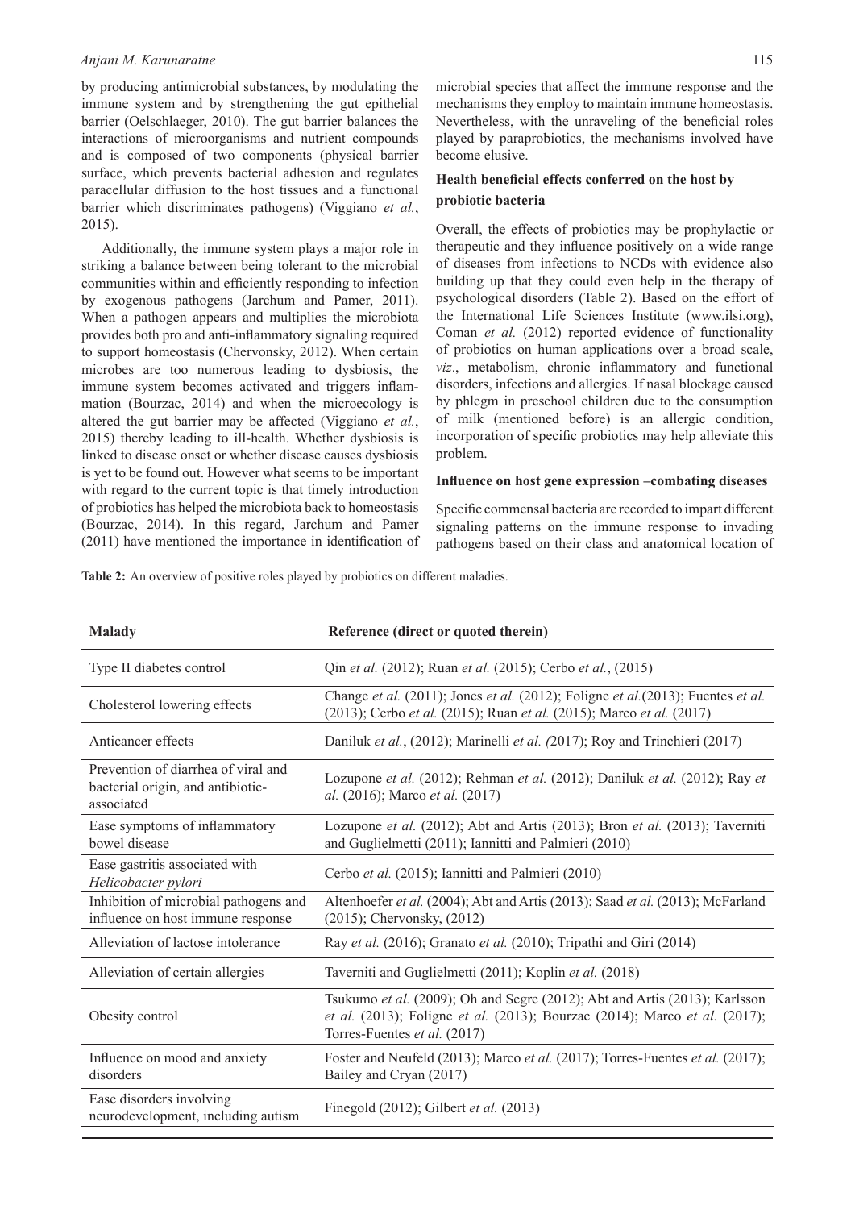by producing antimicrobial substances, by modulating the immune system and by strengthening the gut epithelial barrier (Oelschlaeger, 2010). The gut barrier balances the interactions of microorganisms and nutrient compounds and is composed of two components (physical barrier surface, which prevents bacterial adhesion and regulates paracellular diffusion to the host tissues and a functional barrier which discriminates pathogens) (Viggiano *et al.*, 2015).

Additionally, the immune system plays a major role in striking a balance between being tolerant to the microbial communities within and efficiently responding to infection by exogenous pathogens (Jarchum and Pamer, 2011). When a pathogen appears and multiplies the microbiota provides both pro and anti-inflammatory signaling required to support homeostasis (Chervonsky, 2012). When certain microbes are too numerous leading to dysbiosis, the immune system becomes activated and triggers inflammation (Bourzac, 2014) and when the microecology is altered the gut barrier may be affected (Viggiano *et al.*, 2015) thereby leading to ill-health. Whether dysbiosis is linked to disease onset or whether disease causes dysbiosis is yet to be found out. However what seems to be important with regard to the current topic is that timely introduction of probiotics has helped the microbiota back to homeostasis (Bourzac, 2014). In this regard, Jarchum and Pamer (2011) have mentioned the importance in identification of microbial species that affect the immune response and the mechanisms they employ to maintain immune homeostasis. Nevertheless, with the unraveling of the beneficial roles played by paraprobiotics, the mechanisms involved have become elusive.

### Health beneficial effects conferred on the host by probiotic bacteria

Overall, the effects of probiotics may be prophylactic or therapeutic and they influence positively on a wide range of diseases from infections to NCDs with evidence also building up that they could even help in the therapy of psychological disorders (Table 2). Based on the effort of the International Life Sciences Institute (www.ilsi.org), Coman *et al.* (2012) reported evidence of functionality of probiotics on human applications over a broad scale, *viz*., metabolism, chronic inflammatory and functional disorders, infections and allergies. If nasal blockage caused by phlegm in preschool children due to the consumption of milk (mentioned before) is an allergic condition, incorporation of specific probiotics may help alleviate this problem.

### Influence on host gene expression –combating diseases

Specific commensal bacteria are recorded to impart different signaling patterns on the immune response to invading pathogens based on their class and anatomical location of

**Table 2:** An overview of positive roles played by probiotics on different maladies.

| Malady | Reference (direct or quoted therein) |
|---|---|
| Type II diabetes control | Qin *et al.* (2012); Ruan *et al.* (2015); Cerbo *et al.*, (2015) |
| Cholesterol lowering effects | Change *et al.* (2011); Jones *et al.* (2012); Foligne *et al.*(2013); Fuentes *et al.* (2013); Cerbo *et al.* (2015); Ruan *et al.* (2015); Marco *et al.* (2017) |
| Anticancer effects | Daniluk *et al.*, (2012); Marinelli *et al. (*2017); Roy and Trinchieri (2017) |
| Prevention of diarrhea of viral and bacterial origin, and antibiotic-associated | Lozupone *et al.* (2012); Rehman *et al.* (2012); Daniluk *et al.* (2012); Ray *et al.* (2016); Marco *et al.* (2017) |
| Ease symptoms of inflammatory bowel disease | Lozupone *et al.* (2012); Abt and Artis (2013); Bron *et al.* (2013); Taverniti and Guglielmetti (2011); Iannitti and Palmieri (2010) |
| Ease gastritis associated with *Helicobacter pylori* | Cerbo *et al.* (2015); Iannitti and Palmieri (2010) |
| Inhibition of microbial pathogens and influence on host immune response | Altenhoefer *et al.* (2004); Abt and Artis (2013); Saad *et al.* (2013); McFarland (2015); Chervonsky, (2012) |
| Alleviation of lactose intolerance | Ray *et al.* (2016); Granato *et al.* (2010); Tripathi and Giri (2014) |
| Alleviation of certain allergies | Taverniti and Guglielmetti (2011); Koplin *et al.* (2018) |
| Obesity control | Tsukumo *et al.* (2009); Oh and Segre (2012); Abt and Artis (2013); Karlsson *et al.* (2013); Foligne *et al.* (2013); Bourzac (2014); Marco *et al.* (2017); Torres-Fuentes *et al.* (2017) |
| Influence on mood and anxiety disorders | Foster and Neufeld (2013); Marco *et al.* (2017); Torres-Fuentes *et al.* (2017); Bailey and Cryan (2017) |
| Ease disorders involving neurodevelopment, including autism | Finegold (2012); Gilbert *et al.* (2013) |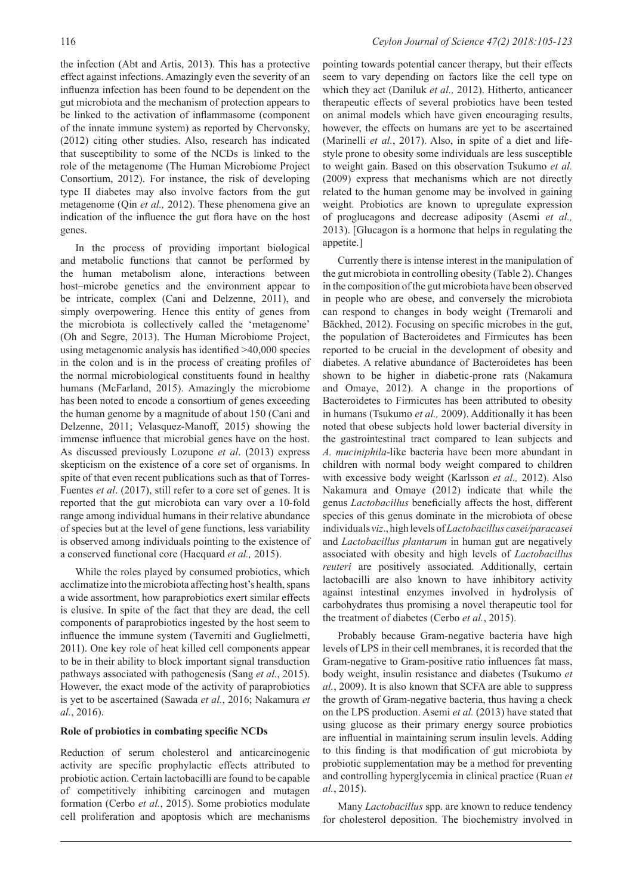the infection (Abt and Artis, 2013). This has a protective effect against infections. Amazingly even the severity of an influenza infection has been found to be dependent on the gut microbiota and the mechanism of protection appears to be linked to the activation of inflammasome (component of the innate immune system) as reported by Chervonsky, (2012) citing other studies. Also, research has indicated that susceptibility to some of the NCDs is linked to the role of the metagenome (The Human Microbiome Project Consortium, 2012). For instance, the risk of developing type II diabetes may also involve factors from the gut metagenome (Qin *et al.,* 2012). These phenomena give an indication of the influence the gut flora have on the host genes.

In the process of providing important biological and metabolic functions that cannot be performed by the human metabolism alone, interactions between host–microbe genetics and the environment appear to be intricate, complex (Cani and Delzenne, 2011), and simply overpowering. Hence this entity of genes from the microbiota is collectively called the 'metagenome' (Oh and Segre, 2013). The Human Microbiome Project, using metagenomic analysis has identified >40,000 species in the colon and is in the process of creating profiles of the normal microbiological constituents found in healthy humans (McFarland, 2015). Amazingly the microbiome has been noted to encode a consortium of genes exceeding the human genome by a magnitude of about 150 (Cani and Delzenne, 2011; Velasquez-Manoff, 2015) showing the immense influence that microbial genes have on the host. As discussed previously Lozupone *et al*. (2013) express skepticism on the existence of a core set of organisms. In spite of that even recent publications such as that of Torres-Fuentes *et al*. (2017), still refer to a core set of genes. It is reported that the gut microbiota can vary over a 10-fold range among individual humans in their relative abundance of species but at the level of gene functions, less variability is observed among individuals pointing to the existence of a conserved functional core (Hacquard *et al.,* 2015).

While the roles played by consumed probiotics, which acclimatize into the microbiota affecting host's health, spans a wide assortment, how paraprobiotics exert similar effects is elusive. In spite of the fact that they are dead, the cell components of paraprobiotics ingested by the host seem to influence the immune system (Taverniti and Guglielmetti, 2011). One key role of heat killed cell components appear to be in their ability to block important signal transduction pathways associated with pathogenesis (Sang *et al.*, 2015). However, the exact mode of the activity of paraprobiotics is yet to be ascertained (Sawada *et al.*, 2016; Nakamura *et al.*, 2016).

**Role of probiotics in combating specific NCDs**

Reduction of serum cholesterol and anticarcinogenic activity are specific prophylactic effects attributed to probiotic action. Certain lactobacilli are found to be capable of competitively inhibiting carcinogen and mutagen formation (Cerbo *et al.*, 2015). Some probiotics modulate cell proliferation and apoptosis which are mechanisms pointing towards potential cancer therapy, but their effects seem to vary depending on factors like the cell type on which they act (Daniluk *et al.,* 2012). Hitherto, anticancer therapeutic effects of several probiotics have been tested on animal models which have given encouraging results, however, the effects on humans are yet to be ascertained (Marinelli *et al.*, 2017). Also, in spite of a diet and lifestyle prone to obesity some individuals are less susceptible to weight gain. Based on this observation Tsukumo *et al.* (2009) express that mechanisms which are not directly related to the human genome may be involved in gaining weight. Probiotics are known to upregulate expression of proglucagons and decrease adiposity (Asemi *et al.,* 2013). [Glucagon is a hormone that helps in regulating the appetite.]

Currently there is intense interest in the manipulation of the gut microbiota in controlling obesity (Table 2). Changes in the composition of the gut microbiota have been observed in people who are obese, and conversely the microbiota can respond to changes in body weight (Tremaroli and Bäckhed, 2012). Focusing on specific microbes in the gut, the population of Bacteroidetes and Firmicutes has been reported to be crucial in the development of obesity and diabetes. A relative abundance of Bacteroidetes has been shown to be higher in diabetic-prone rats (Nakamura and Omaye, 2012). A change in the proportions of Bacteroidetes to Firmicutes has been attributed to obesity in humans (Tsukumo *et al.,* 2009). Additionally it has been noted that obese subjects hold lower bacterial diversity in the gastrointestinal tract compared to lean subjects and *A. muciniphila*-like bacteria have been more abundant in children with normal body weight compared to children with excessive body weight (Karlsson *et al.,* 2012). Also Nakamura and Omaye (2012) indicate that while the genus *Lactobacillus* beneficially affects the host, different species of this genus dominate in the microbiota of obese individuals *viz*., high levels of *Lactobacillus casei/paracasei* and *Lactobacillus plantarum* in human gut are negatively associated with obesity and high levels of *Lactobacillus reuteri* are positively associated. Additionally, certain lactobacilli are also known to have inhibitory activity against intestinal enzymes involved in hydrolysis of carbohydrates thus promising a novel therapeutic tool for the treatment of diabetes (Cerbo *et al.*, 2015).

Probably because Gram-negative bacteria have high levels of LPS in their cell membranes, it is recorded that the Gram-negative to Gram-positive ratio influences fat mass, body weight, insulin resistance and diabetes (Tsukumo *et al.*, 2009). It is also known that SCFA are able to suppress the growth of Gram-negative bacteria, thus having a check on the LPS production. Asemi *et al.* (2013) have stated that using glucose as their primary energy source probiotics are influential in maintaining serum insulin levels. Adding to this finding is that modification of gut microbiota by probiotic supplementation may be a method for preventing and controlling hyperglycemia in clinical practice (Ruan *et al.*, 2015).

Many *Lactobacillus* spp. are known to reduce tendency for cholesterol deposition. The biochemistry involved in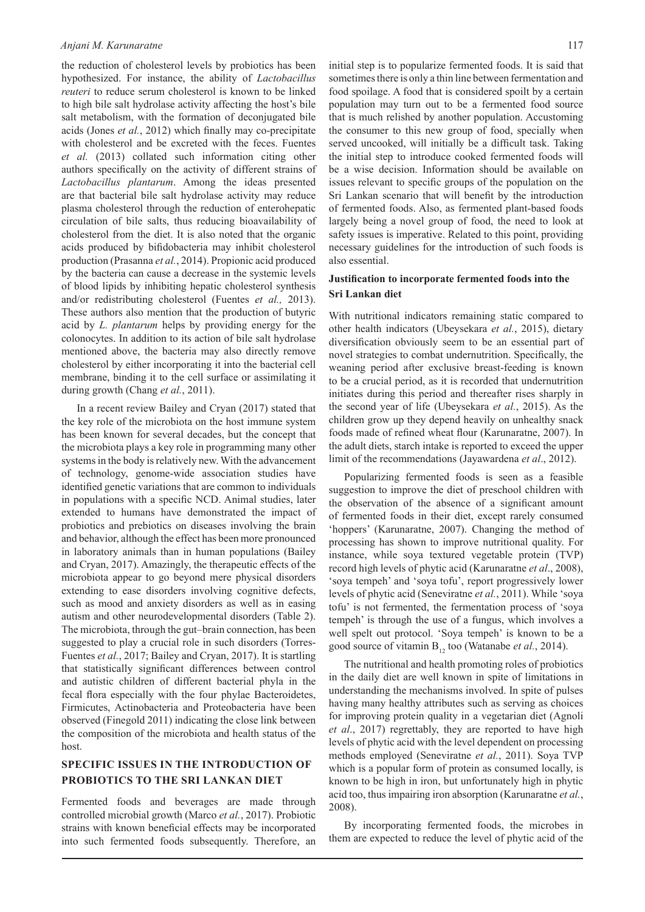the reduction of cholesterol levels by probiotics has been hypothesized. For instance, the ability of *Lactobacillus reuteri* to reduce serum cholesterol is known to be linked to high bile salt hydrolase activity affecting the host's bile salt metabolism, with the formation of deconjugated bile acids (Jones *et al.*, 2012) which finally may co-precipitate with cholesterol and be excreted with the feces. Fuentes *et al.* (2013) collated such information citing other authors specifically on the activity of different strains of *Lactobacillus plantarum*. Among the ideas presented are that bacterial bile salt hydrolase activity may reduce plasma cholesterol through the reduction of enterohepatic circulation of bile salts, thus reducing bioavailability of cholesterol from the diet. It is also noted that the organic acids produced by bifidobacteria may inhibit cholesterol production (Prasanna *et al.*, 2014). Propionic acid produced by the bacteria can cause a decrease in the systemic levels of blood lipids by inhibiting hepatic cholesterol synthesis and/or redistributing cholesterol (Fuentes *et al.,* 2013). These authors also mention that the production of butyric acid by *L. plantarum* helps by providing energy for the colonocytes. In addition to its action of bile salt hydrolase mentioned above, the bacteria may also directly remove cholesterol by either incorporating it into the bacterial cell membrane, binding it to the cell surface or assimilating it during growth (Chang *et al.*, 2011).

In a recent review Bailey and Cryan (2017) stated that the key role of the microbiota on the host immune system has been known for several decades, but the concept that the microbiota plays a key role in programming many other systems in the body is relatively new. With the advancement of technology, genome-wide association studies have identified genetic variations that are common to individuals in populations with a specific NCD. Animal studies, later extended to humans have demonstrated the impact of probiotics and prebiotics on diseases involving the brain and behavior, although the effect has been more pronounced in laboratory animals than in human populations (Bailey and Cryan, 2017). Amazingly, the therapeutic effects of the microbiota appear to go beyond mere physical disorders extending to ease disorders involving cognitive defects, such as mood and anxiety disorders as well as in easing autism and other neurodevelopmental disorders (Table 2). The microbiota, through the gut–brain connection, has been suggested to play a crucial role in such disorders (Torres-Fuentes *et al.*, 2017; Bailey and Cryan, 2017). It is startling that statistically significant differences between control and autistic children of different bacterial phyla in the fecal flora especially with the four phylae Bacteroidetes, Firmicutes, Actinobacteria and Proteobacteria have been observed (Finegold 2011) indicating the close link between the composition of the microbiota and health status of the host.

## SPECIFIC ISSUES IN THE INTRODUCTION OF PROBIOTICS TO THE SRI LANKAN DIET

Fermented foods and beverages are made through controlled microbial growth (Marco *et al.*, 2017). Probiotic strains with known beneficial effects may be incorporated into such fermented foods subsequently. Therefore, an initial step is to popularize fermented foods. It is said that sometimes there is only a thin line between fermentation and food spoilage. A food that is considered spoilt by a certain population may turn out to be a fermented food source that is much relished by another population. Accustoming the consumer to this new group of food, specially when served uncooked, will initially be a difficult task. Taking the initial step to introduce cooked fermented foods will be a wise decision. Information should be available on issues relevant to specific groups of the population on the Sri Lankan scenario that will benefit by the introduction of fermented foods. Also, as fermented plant-based foods largely being a novel group of food, the need to look at safety issues is imperative. Related to this point, providing necessary guidelines for the introduction of such foods is also essential.

### Justification to incorporate fermented foods into the Sri Lankan diet

With nutritional indicators remaining static compared to other health indicators (Ubeysekara *et al.*, 2015), dietary diversification obviously seem to be an essential part of novel strategies to combat undernutrition. Specifically, the weaning period after exclusive breast-feeding is known to be a crucial period, as it is recorded that undernutrition initiates during this period and thereafter rises sharply in the second year of life (Ubeysekara *et al.*, 2015). As the children grow up they depend heavily on unhealthy snack foods made of refined wheat flour (Karunaratne, 2007). In the adult diets, starch intake is reported to exceed the upper limit of the recommendations (Jayawardena *et al*., 2012).

Popularizing fermented foods is seen as a feasible suggestion to improve the diet of preschool children with the observation of the absence of a significant amount of fermented foods in their diet, except rarely consumed 'hoppers' (Karunaratne, 2007). Changing the method of processing has shown to improve nutritional quality. For instance, while soya textured vegetable protein (TVP) record high levels of phytic acid (Karunaratne *et al*., 2008), 'soya tempeh' and 'soya tofu', report progressively lower levels of phytic acid (Seneviratne *et al.*, 2011). While 'soya tofu' is not fermented, the fermentation process of 'soya tempeh' is through the use of a fungus, which involves a well spelt out protocol. 'Soya tempeh' is known to be a good source of vitamin $B_{12}$ too (Watanabe *et al.*, 2014).

The nutritional and health promoting roles of probiotics in the daily diet are well known in spite of limitations in understanding the mechanisms involved. In spite of pulses having many healthy attributes such as serving as choices for improving protein quality in a vegetarian diet (Agnoli *et al*., 2017) regrettably, they are reported to have high levels of phytic acid with the level dependent on processing methods employed (Seneviratne *et al.*, 2011). Soya TVP which is a popular form of protein as consumed locally, is known to be high in iron, but unfortunately high in phytic acid too, thus impairing iron absorption (Karunaratne *et al.*, 2008).

By incorporating fermented foods, the microbes in them are expected to reduce the level of phytic acid of the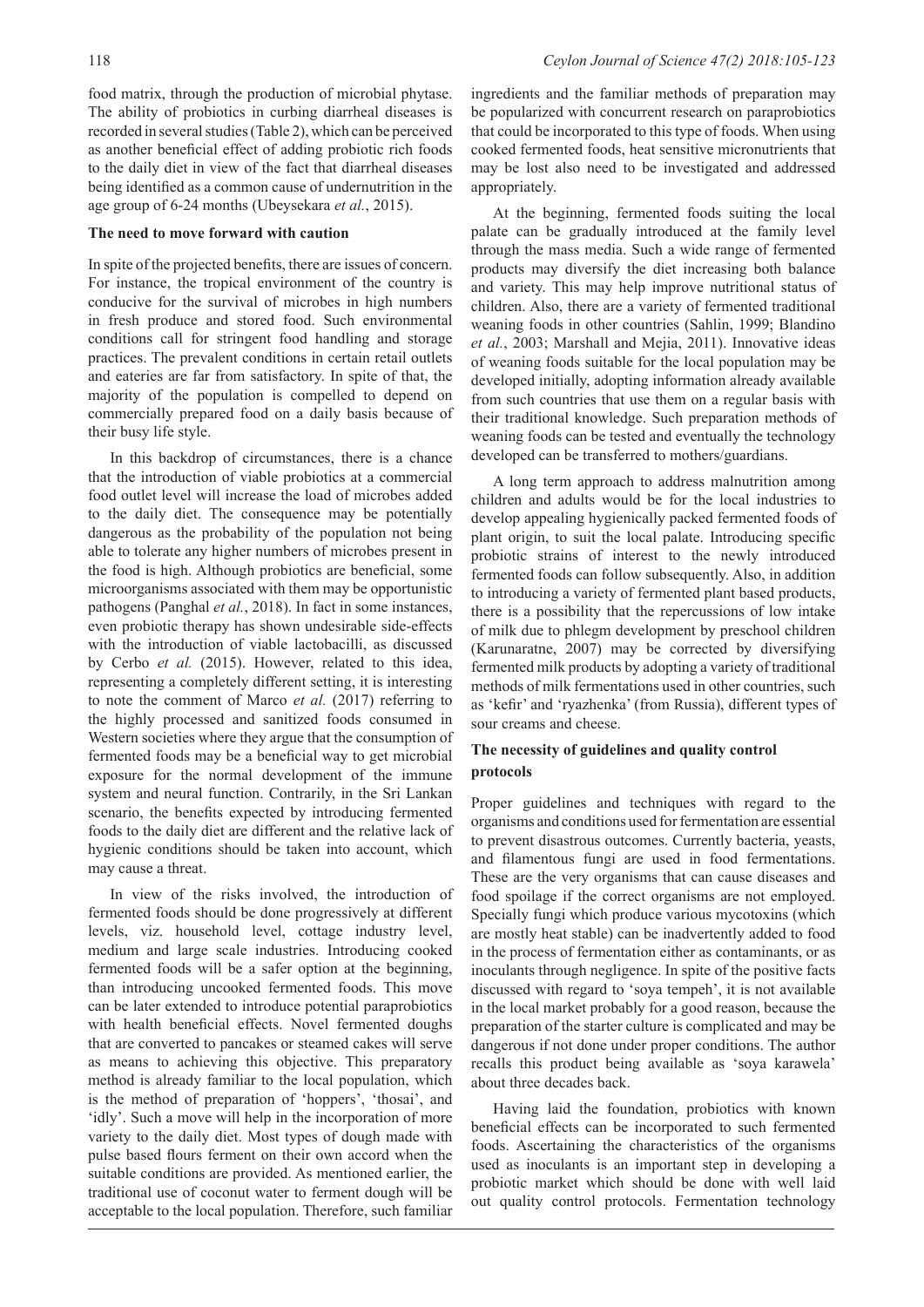food matrix, through the production of microbial phytase. The ability of probiotics in curbing diarrheal diseases is recorded in several studies (Table 2), which can be perceived as another beneficial effect of adding probiotic rich foods to the daily diet in view of the fact that diarrheal diseases being identified as a common cause of undernutrition in the age group of 6-24 months (Ubeysekara *et al.*, 2015).

### The need to move forward with caution

In spite of the projected benefits, there are issues of concern. For instance, the tropical environment of the country is conducive for the survival of microbes in high numbers in fresh produce and stored food. Such environmental conditions call for stringent food handling and storage practices. The prevalent conditions in certain retail outlets and eateries are far from satisfactory. In spite of that, the majority of the population is compelled to depend on commercially prepared food on a daily basis because of their busy life style.

In this backdrop of circumstances, there is a chance that the introduction of viable probiotics at a commercial food outlet level will increase the load of microbes added to the daily diet. The consequence may be potentially dangerous as the probability of the population not being able to tolerate any higher numbers of microbes present in the food is high. Although probiotics are beneficial, some microorganisms associated with them may be opportunistic pathogens (Panghal *et al.*, 2018). In fact in some instances, even probiotic therapy has shown undesirable side-effects with the introduction of viable lactobacilli, as discussed by Cerbo *et al.* (2015). However, related to this idea, representing a completely different setting, it is interesting to note the comment of Marco *et al.* (2017) referring to the highly processed and sanitized foods consumed in Western societies where they argue that the consumption of fermented foods may be a beneficial way to get microbial exposure for the normal development of the immune system and neural function. Contrarily, in the Sri Lankan scenario, the benefits expected by introducing fermented foods to the daily diet are different and the relative lack of hygienic conditions should be taken into account, which may cause a threat.

In view of the risks involved, the introduction of fermented foods should be done progressively at different levels, viz. household level, cottage industry level, medium and large scale industries. Introducing cooked fermented foods will be a safer option at the beginning, than introducing uncooked fermented foods. This move can be later extended to introduce potential paraprobiotics with health beneficial effects. Novel fermented doughs that are converted to pancakes or steamed cakes will serve as means to achieving this objective. This preparatory method is already familiar to the local population, which is the method of preparation of 'hoppers', 'thosai', and 'idly'. Such a move will help in the incorporation of more variety to the daily diet. Most types of dough made with pulse based flours ferment on their own accord when the suitable conditions are provided. As mentioned earlier, the traditional use of coconut water to ferment dough will be acceptable to the local population. Therefore, such familiar ingredients and the familiar methods of preparation may be popularized with concurrent research on paraprobiotics that could be incorporated to this type of foods. When using cooked fermented foods, heat sensitive micronutrients that may be lost also need to be investigated and addressed appropriately.

At the beginning, fermented foods suiting the local palate can be gradually introduced at the family level through the mass media. Such a wide range of fermented products may diversify the diet increasing both balance and variety. This may help improve nutritional status of children. Also, there are a variety of fermented traditional weaning foods in other countries (Sahlin, 1999; Blandino *et al.*, 2003; Marshall and Mejia, 2011). Innovative ideas of weaning foods suitable for the local population may be developed initially, adopting information already available from such countries that use them on a regular basis with their traditional knowledge. Such preparation methods of weaning foods can be tested and eventually the technology developed can be transferred to mothers/guardians.

A long term approach to address malnutrition among children and adults would be for the local industries to develop appealing hygienically packed fermented foods of plant origin, to suit the local palate. Introducing specific probiotic strains of interest to the newly introduced fermented foods can follow subsequently. Also, in addition to introducing a variety of fermented plant based products, there is a possibility that the repercussions of low intake of milk due to phlegm development by preschool children (Karunaratne, 2007) may be corrected by diversifying fermented milk products by adopting a variety of traditional methods of milk fermentations used in other countries, such as 'kefir' and 'ryazhenka' (from Russia), different types of sour creams and cheese.

### The necessity of guidelines and quality control protocols

Proper guidelines and techniques with regard to the organisms and conditions used for fermentation are essential to prevent disastrous outcomes. Currently bacteria, yeasts, and filamentous fungi are used in food fermentations. These are the very organisms that can cause diseases and food spoilage if the correct organisms are not employed. Specially fungi which produce various mycotoxins (which are mostly heat stable) can be inadvertently added to food in the process of fermentation either as contaminants, or as inoculants through negligence. In spite of the positive facts discussed with regard to 'soya tempeh', it is not available in the local market probably for a good reason, because the preparation of the starter culture is complicated and may be dangerous if not done under proper conditions. The author recalls this product being available as 'soya karawela' about three decades back.

Having laid the foundation, probiotics with known beneficial effects can be incorporated to such fermented foods. Ascertaining the characteristics of the organisms used as inoculants is an important step in developing a probiotic market which should be done with well laid out quality control protocols. Fermentation technology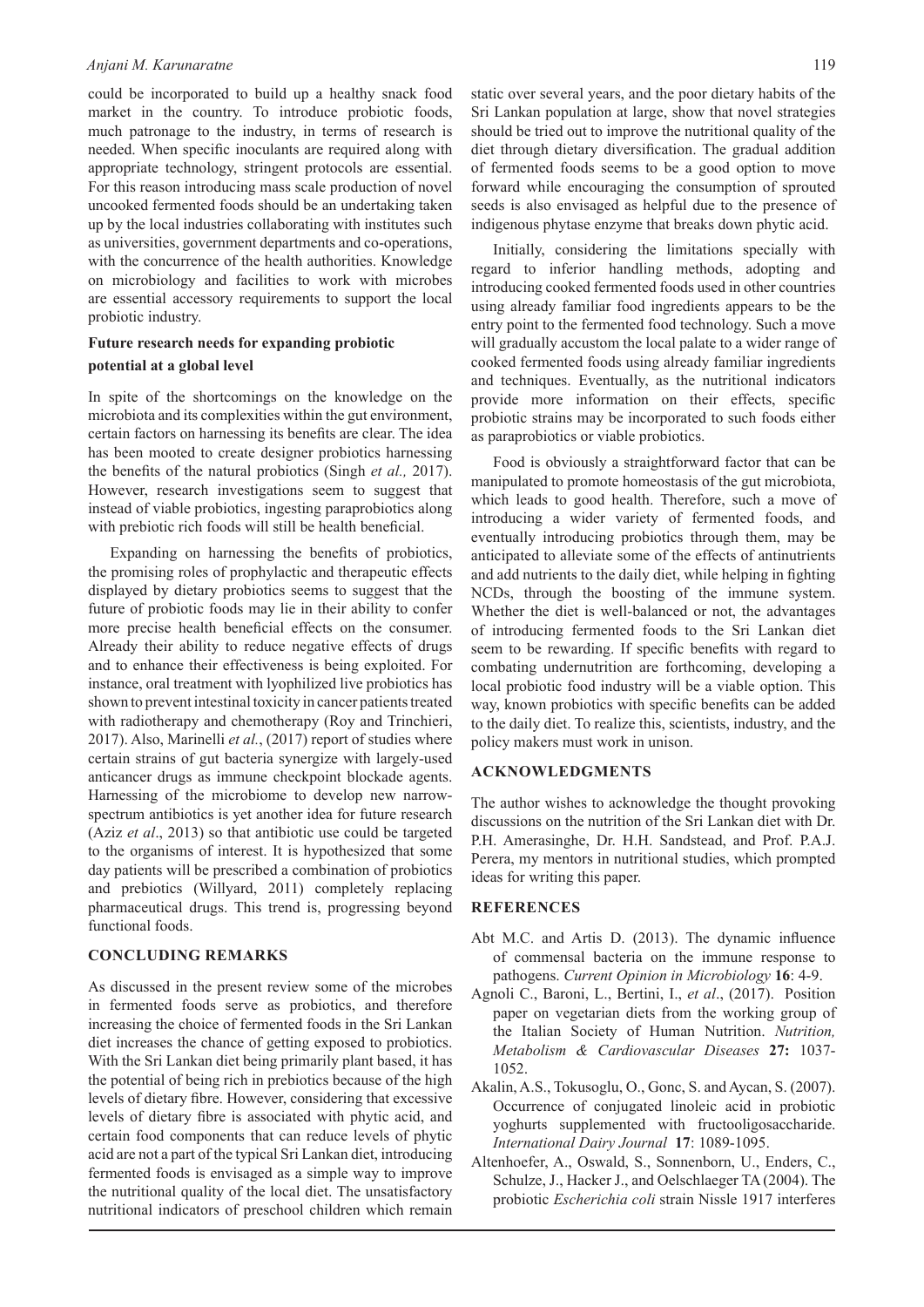could be incorporated to build up a healthy snack food market in the country. To introduce probiotic foods, much patronage to the industry, in terms of research is needed. When specific inoculants are required along with appropriate technology, stringent protocols are essential. For this reason introducing mass scale production of novel uncooked fermented foods should be an undertaking taken up by the local industries collaborating with institutes such as universities, government departments and co-operations, with the concurrence of the health authorities. Knowledge on microbiology and facilities to work with microbes are essential accessory requirements to support the local probiotic industry.

### Future research needs for expanding probiotic potential at a global level

In spite of the shortcomings on the knowledge on the microbiota and its complexities within the gut environment, certain factors on harnessing its benefits are clear. The idea has been mooted to create designer probiotics harnessing the benefits of the natural probiotics (Singh *et al.,* 2017). However, research investigations seem to suggest that instead of viable probiotics, ingesting paraprobiotics along with prebiotic rich foods will still be health beneficial.

Expanding on harnessing the benefits of probiotics, the promising roles of prophylactic and therapeutic effects displayed by dietary probiotics seems to suggest that the future of probiotic foods may lie in their ability to confer more precise health beneficial effects on the consumer. Already their ability to reduce negative effects of drugs and to enhance their effectiveness is being exploited. For instance, oral treatment with lyophilized live probiotics has shown to prevent intestinal toxicity in cancer patients treated with radiotherapy and chemotherapy (Roy and Trinchieri, 2017). Also, Marinelli *et al.*, (2017) report of studies where certain strains of gut bacteria synergize with largely-used anticancer drugs as immune checkpoint blockade agents. Harnessing of the microbiome to develop new narrow-spectrum antibiotics is yet another idea for future research (Aziz *et al*., 2013) so that antibiotic use could be targeted to the organisms of interest. It is hypothesized that some day patients will be prescribed a combination of probiotics and prebiotics (Willyard, 2011) completely replacing pharmaceutical drugs. This trend is, progressing beyond functional foods.

## CONCLUDING REMARKS

As discussed in the present review some of the microbes in fermented foods serve as probiotics, and therefore increasing the choice of fermented foods in the Sri Lankan diet increases the chance of getting exposed to probiotics. With the Sri Lankan diet being primarily plant based, it has the potential of being rich in prebiotics because of the high levels of dietary fibre. However, considering that excessive levels of dietary fibre is associated with phytic acid, and certain food components that can reduce levels of phytic acid are not a part of the typical Sri Lankan diet, introducing fermented foods is envisaged as a simple way to improve the nutritional quality of the local diet. The unsatisfactory nutritional indicators of preschool children which remain static over several years, and the poor dietary habits of the Sri Lankan population at large, show that novel strategies should be tried out to improve the nutritional quality of the diet through dietary diversification. The gradual addition of fermented foods seems to be a good option to move forward while encouraging the consumption of sprouted seeds is also envisaged as helpful due to the presence of indigenous phytase enzyme that breaks down phytic acid.

Initially, considering the limitations specially with regard to inferior handling methods, adopting and introducing cooked fermented foods used in other countries using already familiar food ingredients appears to be the entry point to the fermented food technology. Such a move will gradually accustom the local palate to a wider range of cooked fermented foods using already familiar ingredients and techniques. Eventually, as the nutritional indicators provide more information on their effects, specific probiotic strains may be incorporated to such foods either as paraprobiotics or viable probiotics.

Food is obviously a straightforward factor that can be manipulated to promote homeostasis of the gut microbiota, which leads to good health. Therefore, such a move of introducing a wider variety of fermented foods, and eventually introducing probiotics through them, may be anticipated to alleviate some of the effects of antinutrients and add nutrients to the daily diet, while helping in fighting NCDs, through the boosting of the immune system. Whether the diet is well-balanced or not, the advantages of introducing fermented foods to the Sri Lankan diet seem to be rewarding. If specific benefits with regard to combating undernutrition are forthcoming, developing a local probiotic food industry will be a viable option. This way, known probiotics with specific benefits can be added to the daily diet. To realize this, scientists, industry, and the policy makers must work in unison.

## ACKNOWLEDGMENTS

The author wishes to acknowledge the thought provoking discussions on the nutrition of the Sri Lankan diet with Dr. P.H. Amerasinghe, Dr. H.H. Sandstead, and Prof. P.A.J. Perera, my mentors in nutritional studies, which prompted ideas for writing this paper.

## REFERENCES

Abt M.C. and Artis D. (2013). The dynamic influence of commensal bacteria on the immune response to pathogens. *Current Opinion in Microbiology* **16**: 4-9.

Agnoli C., Baroni, L., Bertini, I., *et al*., (2017). Position paper on vegetarian diets from the working group of the Italian Society of Human Nutrition. *Nutrition, Metabolism & Cardiovascular Diseases* **27:** 1037-1052.

Akalin, A.S., Tokusoglu, O., Gonc, S. and Aycan, S. (2007). Occurrence of conjugated linoleic acid in probiotic yoghurts supplemented with fructooligosaccharide. *International Dairy Journal* **17**: 1089-1095.

Altenhoefer, A., Oswald, S., Sonnenborn, U., Enders, C., Schulze, J., Hacker J., and Oelschlaeger TA (2004). The probiotic *Escherichia coli* strain Nissle 1917 interferes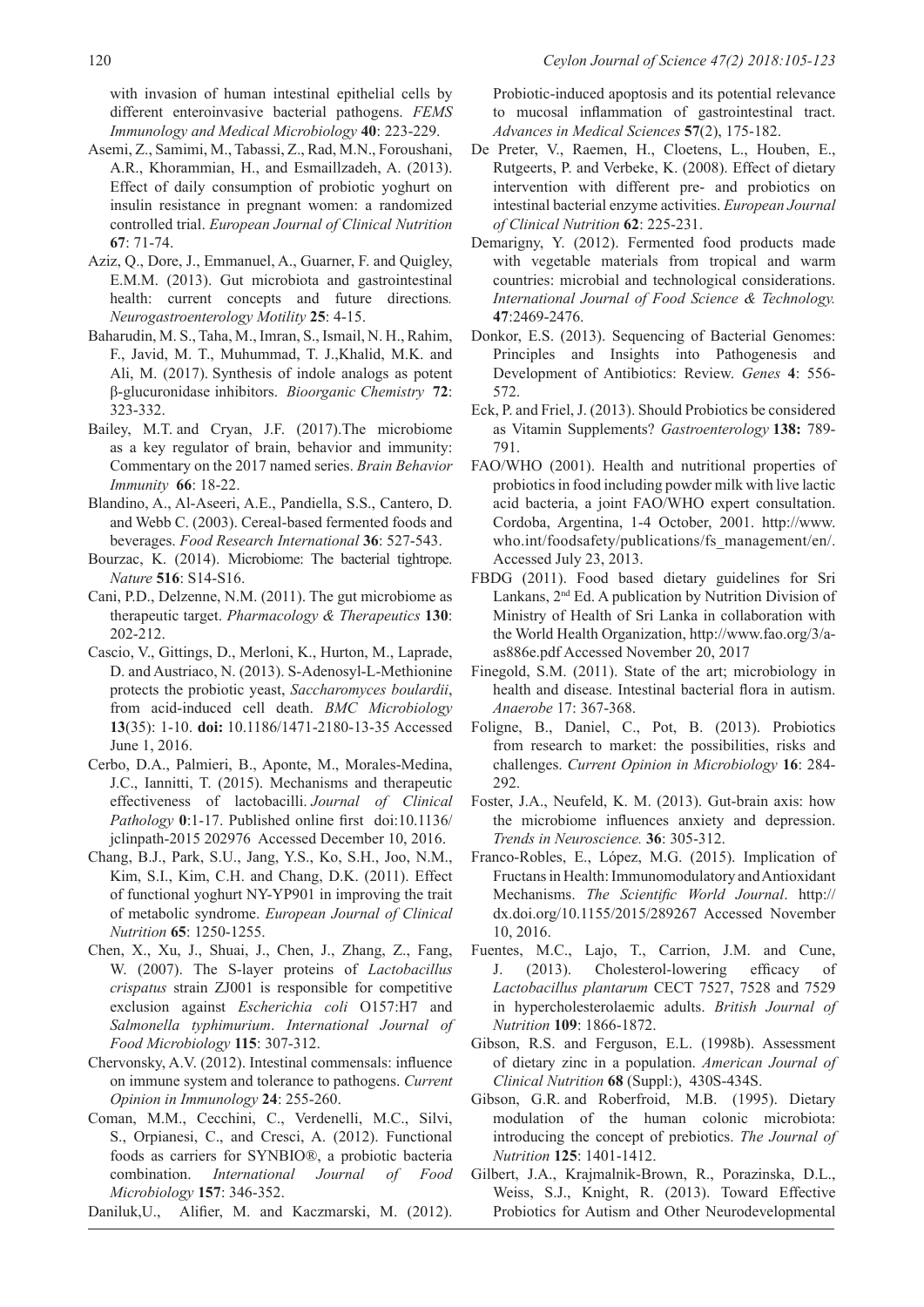with invasion of human intestinal epithelial cells by different enteroinvasive bacterial pathogens. *FEMS Immunology and Medical Microbiology* **40**: 223-229.

Asemi, Z., Samimi, M., Tabassi, Z., Rad, M.N., Foroushani, A.R., Khorammian, H., and Esmaillzadeh, A. (2013). Effect of daily consumption of probiotic yoghurt on insulin resistance in pregnant women: a randomized controlled trial. *European Journal of Clinical Nutrition* **67**: 71-74.

Aziz, Q., Dore, J., Emmanuel, A., Guarner, F. and Quigley, E.M.M. (2013). Gut microbiota and gastrointestinal health: current concepts and future directions. *Neurogastroenterology Motility* **25**: 4-15.

Baharudin, M. S., Taha, M., Imran, S., Ismail, N. H., Rahim, F., Javid, M. T., Muhummad, T. J.,Khalid, M.K. and Ali, M. (2017). Synthesis of indole analogs as potent β-glucuronidase inhibitors. *Bioorganic Chemistry* **72**: 323-332.

Bailey, M.T. and Cryan, J.F. (2017).The microbiome as a key regulator of brain, behavior and immunity: Commentary on the 2017 named series. *Brain Behavior Immunity* **66**: 18-22.

Blandino, A., Al-Aseeri, A.E., Pandiella, S.S., Cantero, D. and Webb C. (2003). Cereal-based fermented foods and beverages. *Food Research International* **36**: 527-543.

Bourzac, K. (2014). Microbiome: The bacterial tightrope. *Nature* **516**: S14-S16.

Cani, P.D., Delzenne, N.M. (2011). The gut microbiome as therapeutic target. *Pharmacology & Therapeutics* **130**: 202-212.

Cascio, V., Gittings, D., Merloni, K., Hurton, M., Laprade, D. and Austriaco, N. (2013). S-Adenosyl-L-Methionine protects the probiotic yeast, *Saccharomyces boulardii*, from acid-induced cell death. *BMC Microbiology* **13**(35): 1-10. **doi:** 10.1186/1471-2180-13-35 Accessed June 1, 2016.

Cerbo, D.A., Palmieri, B., Aponte, M., Morales-Medina, J.C., Iannitti, T. (2015). Mechanisms and therapeutic effectiveness of lactobacilli. *Journal of Clinical Pathology* **0**:1-17. Published online first doi:10.1136/jclinpath-2015 202976 Accessed December 10, 2016.

Chang, B.J., Park, S.U., Jang, Y.S., Ko, S.H., Joo, N.M., Kim, S.I., Kim, C.H. and Chang, D.K. (2011). Effect of functional yoghurt NY-YP901 in improving the trait of metabolic syndrome. *European Journal of Clinical Nutrition* **65**: 1250-1255.

Chen, X., Xu, J., Shuai, J., Chen, J., Zhang, Z., Fang, W. (2007). The S-layer proteins of *Lactobacillus crispatus* strain ZJ001 is responsible for competitive exclusion against *Escherichia coli* O157:H7 and *Salmonella typhimurium*. *International Journal of Food Microbiology* **115**: 307-312.

Chervonsky, A.V. (2012). Intestinal commensals: influence on immune system and tolerance to pathogens. *Current Opinion in Immunology* **24**: 255-260.

Coman, M.M., Cecchini, C., Verdenelli, M.C., Silvi, S., Orpianesi, C., and Cresci, A. (2012). Functional foods as carriers for SYNBIO®, a probiotic bacteria combination. *International Journal of Food Microbiology* **157**: 346-352.

Daniluk,U., Alifier, M. and Kaczmarski, M. (2012). Probiotic-induced apoptosis and its potential relevance to mucosal inflammation of gastrointestinal tract. *Advances in Medical Sciences* **57**(2), 175-182.

De Preter, V., Raemen, H., Cloetens, L., Houben, E., Rutgeerts, P. and Verbeke, K. (2008). Effect of dietary intervention with different pre- and probiotics on intestinal bacterial enzyme activities. *European Journal of Clinical Nutrition* **62**: 225-231.

Demarigny, Y. (2012). Fermented food products made with vegetable materials from tropical and warm countries: microbial and technological considerations. *International Journal of Food Science & Technology.* **47**:2469-2476.

Donkor, E.S. (2013). Sequencing of Bacterial Genomes: Principles and Insights into Pathogenesis and Development of Antibiotics: Review. *Genes* **4**: 556-572.

Eck, P. and Friel, J. (2013). Should Probiotics be considered as Vitamin Supplements? *Gastroenterology* **138:** 789-791.

FAO/WHO (2001). Health and nutritional properties of probiotics in food including powder milk with live lactic acid bacteria, a joint FAO/WHO expert consultation. Cordoba, Argentina, 1-4 October, 2001. http://www.who.int/foodsafety/publications/fs_management/en/. Accessed July 23, 2013.

FBDG (2011). Food based dietary guidelines for Sri Lankans, 2nd Ed. A publication by Nutrition Division of Ministry of Health of Sri Lanka in collaboration with the World Health Organization, http://www.fao.org/3/a-as886e.pdf Accessed November 20, 2017

Finegold, S.M. (2011). State of the art; microbiology in health and disease. Intestinal bacterial flora in autism. *Anaerobe* 17: 367-368.

Foligne, B., Daniel, C., Pot, B. (2013). Probiotics from research to market: the possibilities, risks and challenges. *Current Opinion in Microbiology* **16**: 284-292.

Foster, J.A., Neufeld, K. M. (2013). Gut-brain axis: how the microbiome influences anxiety and depression. *Trends in Neuroscience.* **36**: 305-312.

Franco-Robles, E., López, M.G. (2015). Implication of Fructans in Health: Immunomodulatory and Antioxidant Mechanisms. *The Scientific World Journal*. http://dx.doi.org/10.1155/2015/289267 Accessed November 10, 2016.

Fuentes, M.C., Lajo, T., Carrion, J.M. and Cune, J. (2013). Cholesterol-lowering efficacy of *Lactobacillus plantarum* CECT 7527, 7528 and 7529 in hypercholesterolaemic adults. *British Journal of Nutrition* **109**: 1866-1872.

Gibson, R.S. and Ferguson, E.L. (1998b). Assessment of dietary zinc in a population. *American Journal of Clinical Nutrition* **68** (Suppl:), 430S-434S.

Gibson, G.R. and Roberfroid, M.B. (1995). Dietary modulation of the human colonic microbiota: introducing the concept of prebiotics. *The Journal of Nutrition* **125**: 1401-1412.

Gilbert, J.A., Krajmalnik-Brown, R., Porazinska, D.L., Weiss, S.J., Knight, R. (2013). Toward Effective Probiotics for Autism and Other Neurodevelopmental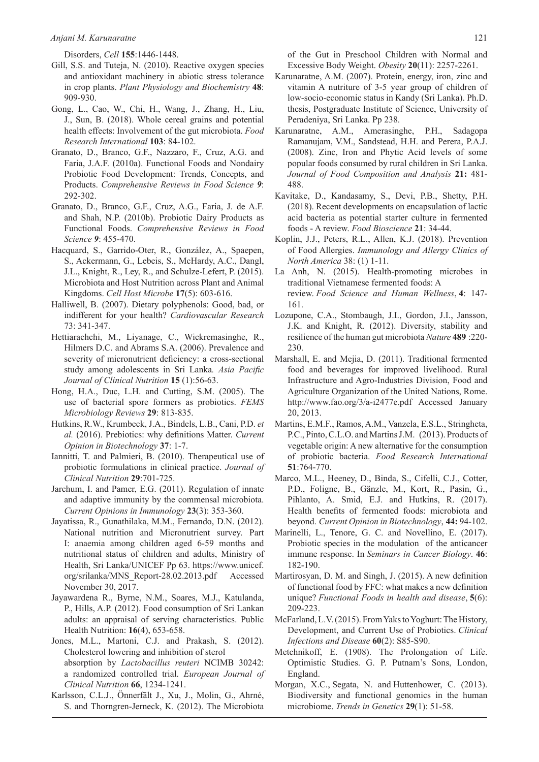Disorders, *Cell* **155**:1446-1448.

Gill, S.S. and Tuteja, N. (2010). Reactive oxygen species and antioxidant machinery in abiotic stress tolerance in crop plants. *Plant Physiology and Biochemistry* **48**: 909-930.

Gong, L., Cao, W., Chi, H., Wang, J., Zhang, H., Liu, J., Sun, B. (2018). Whole cereal grains and potential health effects: Involvement of the gut microbiota. *Food Research International* **103**: 84-102.

Granato, D., Branco, G.F., Nazzaro, F., Cruz, A.G. and Faria, J.A.F. (2010a). Functional Foods and Nondairy Probiotic Food Development: Trends, Concepts, and Products. *Comprehensive Reviews in Food Science* ***9***: 292-302.

Granato, D., Branco, G.F., Cruz, A.G., Faria, J. de A.F. and Shah, N.P. (2010b). Probiotic Dairy Products as Functional Foods. *Comprehensive Reviews in Food Science* ***9***: 455-470.

Hacquard, S., Garrido-Oter, R., González, A., Spaepen, S., Ackermann, G., Lebeis, S., McHardy, A.C., Dangl, J.L., Knight, R., Ley, R., and Schulze-Lefert, P. (2015). Microbiota and Host Nutrition across Plant and Animal Kingdoms. *Cell Host Microbe* **17**(5): 603-616.

Halliwell, B. (2007). Dietary polyphenols: Good, bad, or indifferent for your health? *Cardiovascular Research* 73: 341-347.

Hettiarachchi, M., Liyanage, C., Wickremasinghe, R., Hilmers D.C. and Abrams S.A. (2006). Prevalence and severity of micronutrient deficiency: a cross-sectional study among adolescents in Sri Lanka*. Asia Pacific Journal of Clinical Nutrition* **15** (1):56-63.

Hong, H.A., Duc, L.H. and Cutting, S.M. (2005). The use of bacterial spore formers as probiotics. *FEMS Microbiology Reviews* **29**: 813-835.

Hutkins, R.W., Krumbeck, J.A., Bindels, L.B., Cani, P.D. *et al.* (2016). Prebiotics: why definitions Matter. *Current Opinion in Biotechnology* **37**: 1-7.

Iannitti, T. and Palmieri, B. (2010). Therapeutical use of probiotic formulations in clinical practice. *Journal of Clinical Nutrition* **29**:701-725.

Jarchum, I. and Pamer, E.G. (2011). Regulation of innate and adaptive immunity by the commensal microbiota. *Current Opinions in Immunology* **23**(3): 353-360.

Jayatissa, R., Gunathilaka, M.M., Fernando, D.N. (2012). National nutrition and Micronutrient survey. Part I: anaemia among children aged 6-59 months and nutritional status of children and adults, Ministry of Health, Sri Lanka/UNICEF Pp 63. https://www.unicef.org/srilanka/MNS_Report-28.02.2013.pdf Accessed November 30, 2017.

Jayawardena R., Byrne, N.M., Soares, M.J., Katulanda, P., Hills, A.P. (2012). Food consumption of Sri Lankan adults: an appraisal of serving characteristics. Public Health Nutrition: **16**(4), 653-658.

Jones, M.L., Martoni, C.J. and Prakash, S. (2012). Cholesterol lowering and inhibition of sterol absorption by *Lactobacillus reuteri* NCIMB 30242: a randomized controlled trial. *European Journal of Clinical Nutrition* **66**, 1234-1241.

Karlsson, C.L.J., Önnerfält J., Xu, J., Molin, G., Ahrné, S. and Thorngren-Jerneck, K. (2012). The Microbiota of the Gut in Preschool Children with Normal and Excessive Body Weight. *Obesity* **20**(11): 2257-2261.

Karunaratne, A.M. (2007). Protein, energy, iron, zinc and vitamin A nutriture of 3-5 year group of children of low-socio-economic status in Kandy (Sri Lanka). Ph.D. thesis, Postgraduate Institute of Science, University of Peradeniya, Sri Lanka. Pp 238.

Karunaratne, A.M., Amerasinghe, P.H., Sadagopa Ramanujam, V.M., Sandstead, H.H. and Perera, P.A.J. (2008). Zinc, Iron and Phytic Acid levels of some popular foods consumed by rural children in Sri Lanka. *Journal of Food Composition and Analysis* **21:** 481-488.

Kavitake, D., Kandasamy, S., Devi, P.B., Shetty, P.H. (2018). Recent developments on encapsulation of lactic acid bacteria as potential starter culture in fermented foods - A review. *Food Bioscience* **21**: 34-44.

Koplin, J.J., Peters, R.L., Allen, K.J. (2018). Prevention of Food Allergies. *Immunology and Allergy Clinics of North America* 38: (1) 1-11.

La Anh, N. (2015). Health-promoting microbes in traditional Vietnamese fermented foods: A review. *Food Science and Human Wellness*, **4**: 147-161.

Lozupone, C.A., Stombaugh, J.I., Gordon, J.I., Jansson, J.K. and Knight, R. (2012). Diversity, stability and resilience of the human gut microbiota *Nature* **489** :220-230.

Marshall, E. and Mejia, D. (2011). Traditional fermented food and beverages for improved livelihood. Rural Infrastructure and Agro-Industries Division, Food and Agriculture Organization of the United Nations, Rome. http://www.fao.org/3/a-i2477e.pdf Accessed January 20, 2013.

Martins, E.M.F., Ramos, A.M., Vanzela, E.S.L., Stringheta, P.C., Pinto, C.L.O. and Martins J.M. (2013). Products of vegetable origin: A new alternative for the consumption of probiotic bacteria. *Food Research International* **51**:764-770.

Marco, M.L., Heeney, D., Binda, S., Cifelli, C.J., Cotter, P.D., Foligne, B., Gänzle, M., Kort, R., Pasin, G., Pihlanto, A. Smid, E.J. and Hutkins, R. (2017). Health benefits of fermented foods: microbiota and beyond. *Current Opinion in Biotechnology*, **44:** 94-102.

Marinelli, L., Tenore, G. C. and Novellino, E. (2017). Probiotic species in the modulation of the anticancer immune response. In *Seminars in Cancer Biology*. **46**: 182-190.

Martirosyan, D. M. and Singh, J. (2015). A new definition of functional food by FFC: what makes a new definition unique? *Functional Foods in health and disease*, **5**(6): 209-223.

McFarland, L.V. (2015). From Yaks to Yoghurt: The History, Development, and Current Use of Probiotics. *Clinical Infections and Disease* **60**(2): S85-S90.

Metchnikoff, E. (1908). The Prolongation of Life. Optimistic Studies. G. P. Putnam's Sons, London, England.

Morgan, X.C., Segata, N. and Huttenhower, C. (2013). Biodiversity and functional genomics in the human microbiome. *Trends in Genetics* **29**(1): 51-58.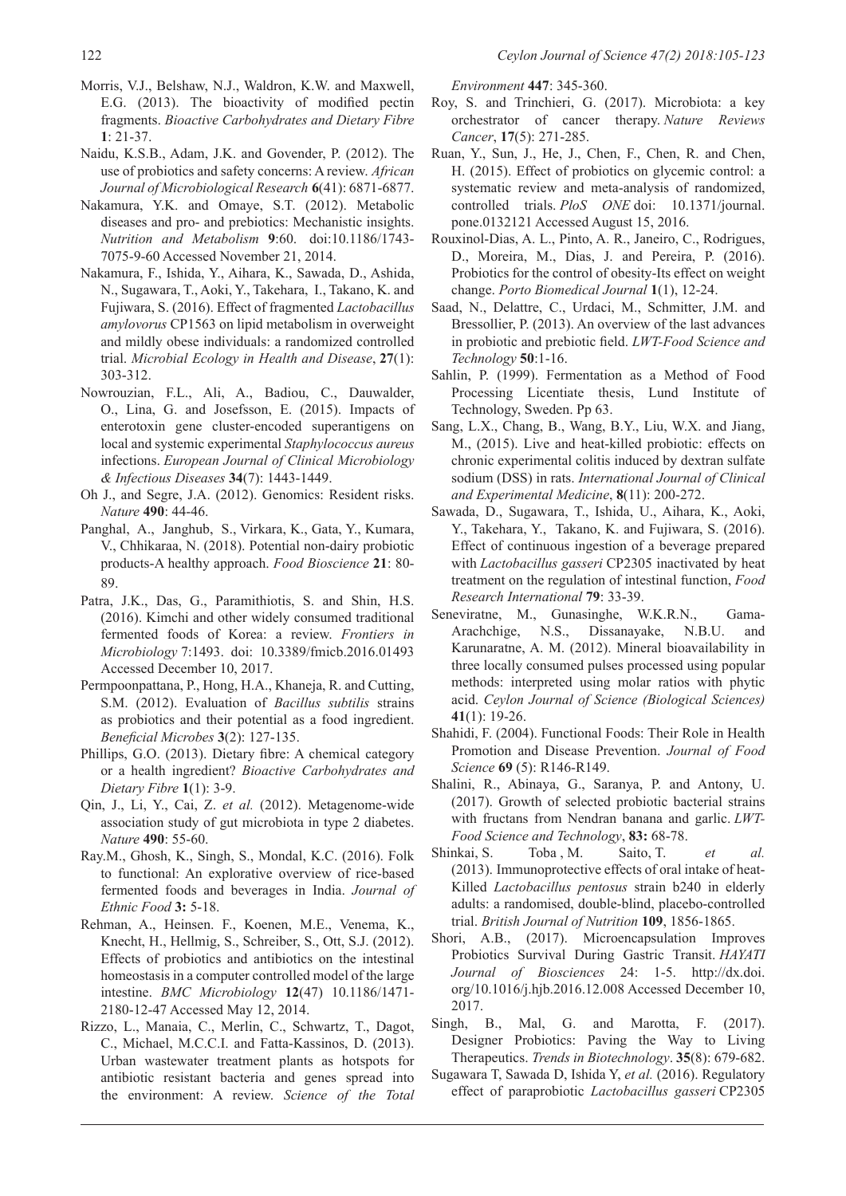Morris, V.J., Belshaw, N.J., Waldron, K.W. and Maxwell, E.G. (2013). The bioactivity of modified pectin fragments. *Bioactive Carbohydrates and Dietary Fibre* **1**: 21-37.

Naidu, K.S.B., Adam, J.K. and Govender, P. (2012). The use of probiotics and safety concerns: A review. *African Journal of Microbiological Research* **6**(41): 6871-6877.

Nakamura, Y.K. and Omaye, S.T. (2012). Metabolic diseases and pro- and prebiotics: Mechanistic insights. *Nutrition and Metabolism* **9**:60. doi:10.1186/1743-7075-9-60 Accessed November 21, 2014.

Nakamura, F., Ishida, Y., Aihara, K., Sawada, D., Ashida, N., Sugawara, T., Aoki, Y., Takehara, I., Takano, K. and Fujiwara, S. (2016). Effect of fragmented *Lactobacillus amylovorus* CP1563 on lipid metabolism in overweight and mildly obese individuals: a randomized controlled trial. *Microbial Ecology in Health and Disease*, **27**(1): 303-312.

Nowrouzian, F.L., Ali, A., Badiou, C., Dauwalder, O., Lina, G. and Josefsson, E. (2015). Impacts of enterotoxin gene cluster-encoded superantigens on local and systemic experimental *Staphylococcus aureus* infections. *European Journal of Clinical Microbiology & Infectious Diseases* **34**(7): 1443-1449.

Oh J., and Segre, J.A. (2012). Genomics: Resident risks. *Nature* **490**: 44-46.

Panghal, A., Janghub, S., Virkara, K., Gata, Y., Kumara, V., Chhikaraa, N. (2018). Potential non-dairy probiotic products-A healthy approach. *Food Bioscience* **21**: 80-89.

Patra, J.K., Das, G., Paramithiotis, S. and Shin, H.S. (2016). Kimchi and other widely consumed traditional fermented foods of Korea: a review. *Frontiers in Microbiology* 7:1493. doi: 10.3389/fmicb.2016.01493 Accessed December 10, 2017.

Permpoonpattana, P., Hong, H.A., Khaneja, R. and Cutting, S.M. (2012). Evaluation of *Bacillus subtilis* strains as probiotics and their potential as a food ingredient. *Beneficial Microbes* **3**(2): 127-135.

Phillips, G.O. (2013). Dietary fibre: A chemical category or a health ingredient? *Bioactive Carbohydrates and Dietary Fibre* **1**(1): 3-9.

Qin, J., Li, Y., Cai, Z. *et al.* (2012). Metagenome-wide association study of gut microbiota in type 2 diabetes. *Nature* **490**: 55-60.

Ray.M., Ghosh, K., Singh, S., Mondal, K.C. (2016). Folk to functional: An explorative overview of rice-based fermented foods and beverages in India. *Journal of Ethnic Food* **3:** 5-18.

Rehman, A., Heinsen. F., Koenen, M.E., Venema, K., Knecht, H., Hellmig, S., Schreiber, S., Ott, S.J. (2012). Effects of probiotics and antibiotics on the intestinal homeostasis in a computer controlled model of the large intestine. *BMC Microbiology* **12**(47) 10.1186/1471-2180-12-47 Accessed May 12, 2014.

Rizzo, L., Manaia, C., Merlin, C., Schwartz, T., Dagot, C., Michael, M.C.C.I. and Fatta-Kassinos, D. (2013). Urban wastewater treatment plants as hotspots for antibiotic resistant bacteria and genes spread into the environment: A review. *Science of the Total Environment* **447**: 345-360.

Roy, S. and Trinchieri, G. (2017). Microbiota: a key orchestrator of cancer therapy. *Nature Reviews Cancer*, **17**(5): 271-285.

Ruan, Y., Sun, J., He, J., Chen, F., Chen, R. and Chen, H. (2015). Effect of probiotics on glycemic control: a systematic review and meta-analysis of randomized, controlled trials. *PloS ONE* doi: 10.1371/journal.pone.0132121 Accessed August 15, 2016.

Rouxinol-Dias, A. L., Pinto, A. R., Janeiro, C., Rodrigues, D., Moreira, M., Dias, J. and Pereira, P. (2016). Probiotics for the control of obesity-Its effect on weight change. *Porto Biomedical Journal* **1**(1), 12-24.

Saad, N., Delattre, C., Urdaci, M., Schmitter, J.M. and Bressollier, P. (2013). An overview of the last advances in probiotic and prebiotic field. *LWT-Food Science and Technology* **50**:1-16.

Sahlin, P. (1999). Fermentation as a Method of Food Processing Licentiate thesis, Lund Institute of Technology, Sweden. Pp 63.

Sang, L.X., Chang, B., Wang, B.Y., Liu, W.X. and Jiang, M., (2015). Live and heat-killed probiotic: effects on chronic experimental colitis induced by dextran sulfate sodium (DSS) in rats. *International Journal of Clinical and Experimental Medicine*, **8**(11): 200-272.

Sawada, D., Sugawara, T., Ishida, U., Aihara, K., Aoki, Y., Takehara, Y., Takano, K. and Fujiwara, S. (2016). Effect of continuous ingestion of a beverage prepared with *Lactobacillus gasseri* CP2305 inactivated by heat treatment on the regulation of intestinal function, *Food Research International* **79**: 33-39.

Seneviratne, M., Gunasinghe, W.K.R.N., Gama-Arachchige, N.S., Dissanayake, N.B.U. and Karunaratne, A. M. (2012). Mineral bioavailability in three locally consumed pulses processed using popular methods: interpreted using molar ratios with phytic acid. *Ceylon Journal of Science (Biological Sciences)* **41**(1): 19-26.

Shahidi, F. (2004). Functional Foods: Their Role in Health Promotion and Disease Prevention. *Journal of Food Science* **69** (5): R146-R149.

Shalini, R., Abinaya, G., Saranya, P. and Antony, U. (2017). Growth of selected probiotic bacterial strains with fructans from Nendran banana and garlic. *LWT-Food Science and Technology*, **83:** 68-78.

Shinkai, S. Toba , M. Saito, T. *et al.* (2013). Immunoprotective effects of oral intake of heat-Killed *Lactobacillus pentosus* strain b240 in elderly adults: a randomised, double-blind, placebo-controlled trial. *British Journal of Nutrition* **109**, 1856-1865.

Shori, A.B., (2017). Microencapsulation Improves Probiotics Survival During Gastric Transit. *HAYATI Journal of Biosciences* 24: 1-5. http://dx.doi.org/10.1016/j.hjb.2016.12.008 Accessed December 10, 2017.

Singh, B., Mal, G. and Marotta, F. (2017). Designer Probiotics: Paving the Way to Living Therapeutics. *Trends in Biotechnology*. **35**(8): 679-682.

Sugawara T, Sawada D, Ishida Y, *et al.* (2016). Regulatory effect of paraprobiotic *Lactobacillus gasseri* CP2305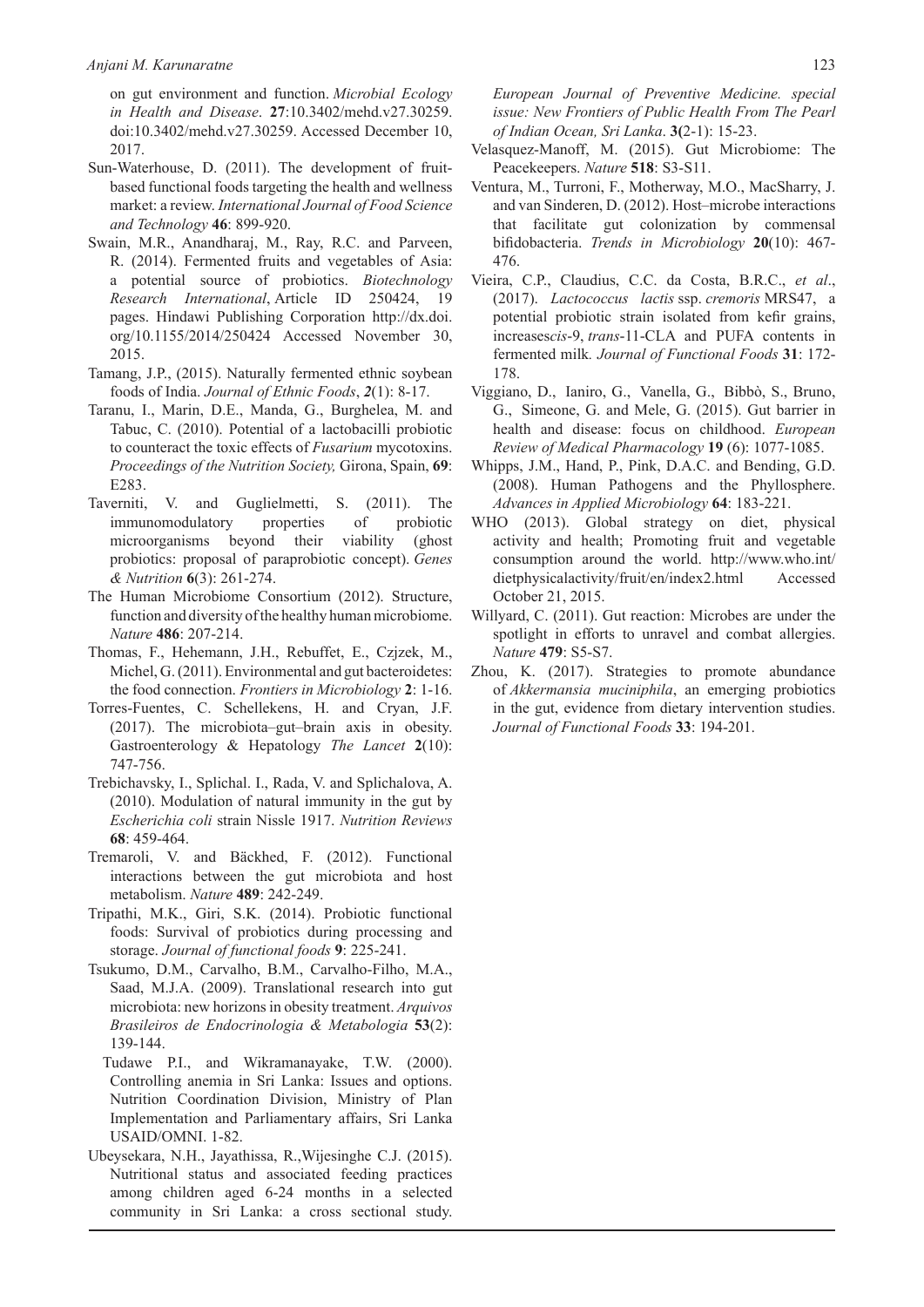on gut environment and function. *Microbial Ecology in Health and Disease*. **27**:10.3402/mehd.v27.30259. doi:10.3402/mehd.v27.30259. Accessed December 10, 2017.

Sun-Waterhouse, D. (2011). The development of fruit-based functional foods targeting the health and wellness market: a review. *International Journal of Food Science and Technology* **46**: 899-920.

Swain, M.R., Anandharaj, M., Ray, R.C. and Parveen, R. (2014). Fermented fruits and vegetables of Asia: a potential source of probiotics. *Biotechnology Research International*, Article ID 250424, 19 pages. Hindawi Publishing Corporation http://dx.doi.org/10.1155/2014/250424 Accessed November 30, 2015.

Tamang, J.P., (2015). Naturally fermented ethnic soybean foods of India. *Journal of Ethnic Foods*, *2*(1): 8-17.

Taranu, I., Marin, D.E., Manda, G., Burghelea, M. and Tabuc, C. (2010). Potential of a lactobacilli probiotic to counteract the toxic effects of *Fusarium* mycotoxins. *Proceedings of the Nutrition Society,* Girona, Spain, **69**: E283.

Taverniti, V. and Guglielmetti, S. (2011). The immunomodulatory properties of probiotic microorganisms beyond their viability (ghost probiotics: proposal of paraprobiotic concept). *Genes & Nutrition* **6**(3): 261-274.

The Human Microbiome Consortium (2012). Structure, function and diversity of the healthy human microbiome. *Nature* **486**: 207-214.

Thomas, F., Hehemann, J.H., Rebuffet, E., Czjzek, M., Michel, G. (2011). Environmental and gut bacteroidetes: the food connection. *Frontiers in Microbiology* **2**: 1-16.

Torres-Fuentes, C. Schellekens, H. and Cryan, J.F. (2017). The microbiota–gut–brain axis in obesity. Gastroenterology & Hepatology *The Lancet* **2**(10): 747-756.

Trebichavsky, I., Splichal. I., Rada, V. and Splichalova, A. (2010). Modulation of natural immunity in the gut by *Escherichia coli* strain Nissle 1917. *Nutrition Reviews* **68**: 459-464.

Tremaroli, V. and Bäckhed, F. (2012). Functional interactions between the gut microbiota and host metabolism. *Nature* **489**: 242-249.

Tripathi, M.K., Giri, S.K. (2014). Probiotic functional foods: Survival of probiotics during processing and storage. *Journal of functional foods* **9**: 225-241.

Tsukumo, D.M., Carvalho, B.M., Carvalho-Filho, M.A., Saad, M.J.A. (2009). Translational research into gut microbiota: new horizons in obesity treatment. *Arquivos Brasileiros de Endocrinologia & Metabologia* **53**(2): 139-144.

Tudawe P.I., and Wikramanayake, T.W. (2000). Controlling anemia in Sri Lanka: Issues and options. Nutrition Coordination Division, Ministry of Plan Implementation and Parliamentary affairs, Sri Lanka USAID/OMNI. 1-82.

Ubeysekara, N.H., Jayathissa, R.,Wijesinghe C.J. (2015). Nutritional status and associated feeding practices among children aged 6-24 months in a selected community in Sri Lanka: a cross sectional study. *European Journal of Preventive Medicine. special issue: New Frontiers of Public Health From The Pearl of Indian Ocean, Sri Lanka*. **3(**2-1): 15-23.

Velasquez-Manoff, M. (2015). Gut Microbiome: The Peacekeepers. *Nature* **518**: S3-S11.

Ventura, M., Turroni, F., Motherway, M.O., MacSharry, J. and van Sinderen, D. (2012). Host–microbe interactions that facilitate gut colonization by commensal bifidobacteria. *Trends in Microbiology* **20**(10): 467-476.

Vieira, C.P., Claudius, C.C. da Costa, B.R.C., *et al*., (2017). *Lactococcus lactis* ssp. *cremoris* MRS47, a potential probiotic strain isolated from kefir grains, increases*cis*-9, *trans*-11-CLA and PUFA contents in fermented milk*. Journal of Functional Foods* **31**: 172-178.

Viggiano, D., Ianiro, G., Vanella, G., Bibbò, S., Bruno, G., Simeone, G. and Mele, G. (2015). Gut barrier in health and disease: focus on childhood. *European Review of Medical Pharmacology* **19** (6): 1077-1085.

Whipps, J.M., Hand, P., Pink, D.A.C. and Bending, G.D. (2008). Human Pathogens and the Phyllosphere. *Advances in Applied Microbiology* **64**: 183-221.

WHO (2013). Global strategy on diet, physical activity and health; Promoting fruit and vegetable consumption around the world. http://www.who.int/dietphysicalactivity/fruit/en/index2.html Accessed October 21, 2015.

Willyard, C. (2011). Gut reaction: Microbes are under the spotlight in efforts to unravel and combat allergies. *Nature* **479**: S5-S7.

Zhou, K. (2017). Strategies to promote abundance of *Akkermansia muciniphila*, an emerging probiotics in the gut, evidence from dietary intervention studies. *Journal of Functional Foods* **33**: 194-201.